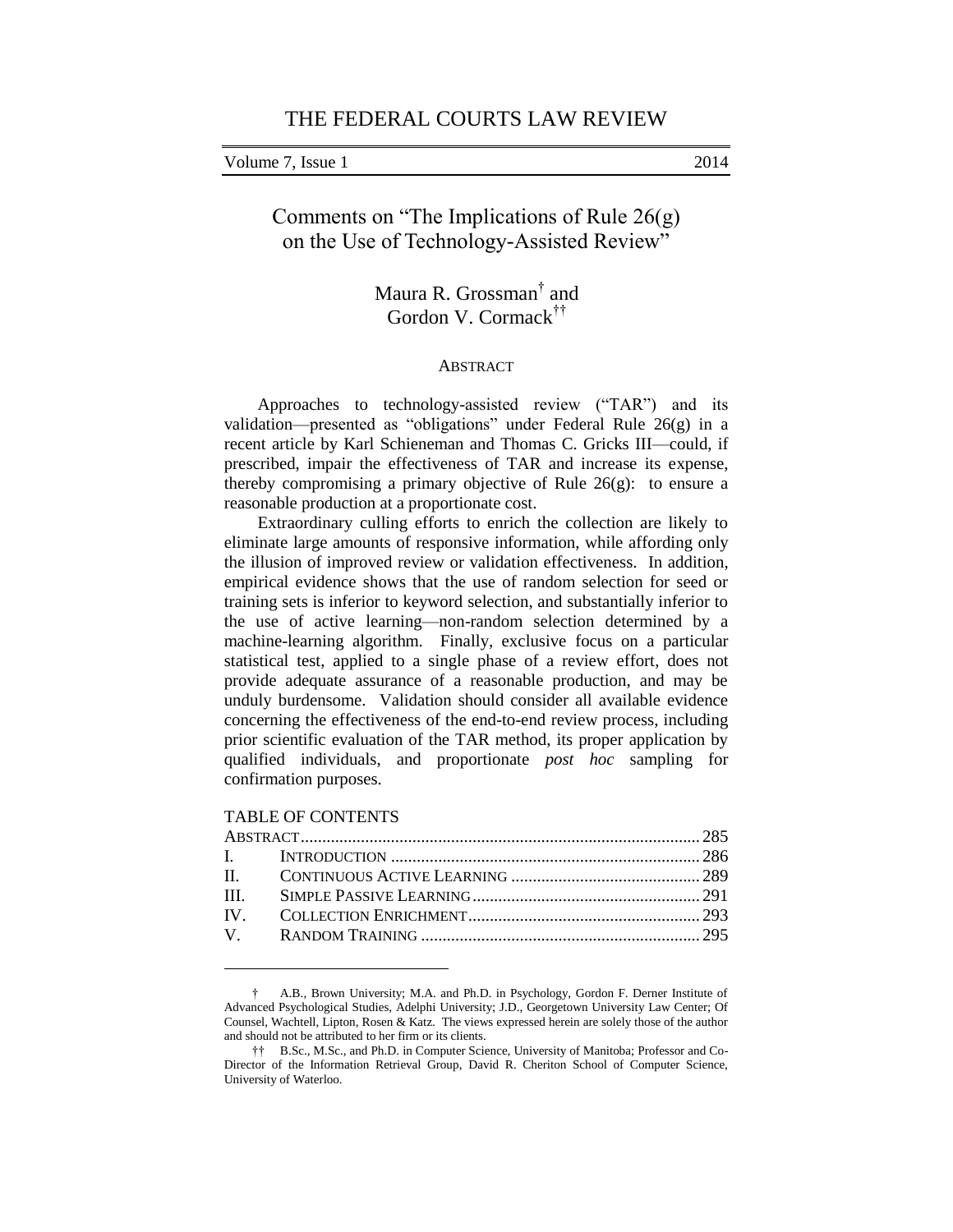# THE FEDERAL COURTS LAW REVIEW

Volume 7, Issue 1 2014

## Comments on "The Implications of Rule 26(g) on the Use of Technology-Assisted Review"

Maura R. Grossman[†] and Gordon V. Cormack[††]

### ABSTRACT

Approaches to technology-assisted review ("TAR") and its validation—presented as "obligations" under Federal Rule 26(g) in a recent article by Karl Schieneman and Thomas C. Gricks III—could, if prescribed, impair the effectiveness of TAR and increase its expense, thereby compromising a primary objective of Rule 26(g): to ensure a reasonable production at a proportionate cost.

Extraordinary culling efforts to enrich the collection are likely to eliminate large amounts of responsive information, while affording only the illusion of improved review or validation effectiveness. In addition, empirical evidence shows that the use of random selection for seed or training sets is inferior to keyword selection, and substantially inferior to the use of active learning—non-random selection determined by a machine-learning algorithm. Finally, exclusive focus on a particular statistical test, applied to a single phase of a review effort, does not provide adequate assurance of a reasonable production, and may be unduly burdensome. Validation should consider all available evidence concerning the effectiveness of the end-to-end review process, including prior scientific evaluation of the TAR method, its proper application by qualified individuals, and proportionate *post hoc* sampling for confirmation purposes.

TABLE OF CONTENTS

| | | |
|---|---|---|
| ABSTRACT | | 285 |
| I. | INTRODUCTION | 286 |
| II. | CONTINUOUS ACTIVE LEARNING | 289 |
| III. | SIMPLE PASSIVE LEARNING | 291 |
| IV. | COLLECTION ENRICHMENT | 293 |
| V. | RANDOM TRAINING | 295 |

---

† A.B., Brown University; M.A. and Ph.D. in Psychology, Gordon F. Derner Institute of Advanced Psychological Studies, Adelphi University; J.D., Georgetown University Law Center; Of Counsel, Wachtell, Lipton, Rosen & Katz. The views expressed herein are solely those of the author and should not be attributed to her firm or its clients.

†† B.Sc., M.Sc., and Ph.D. in Computer Science, University of Manitoba; Professor and Co-Director of the Information Retrieval Group, David R. Cheriton School of Computer Science, University of Waterloo.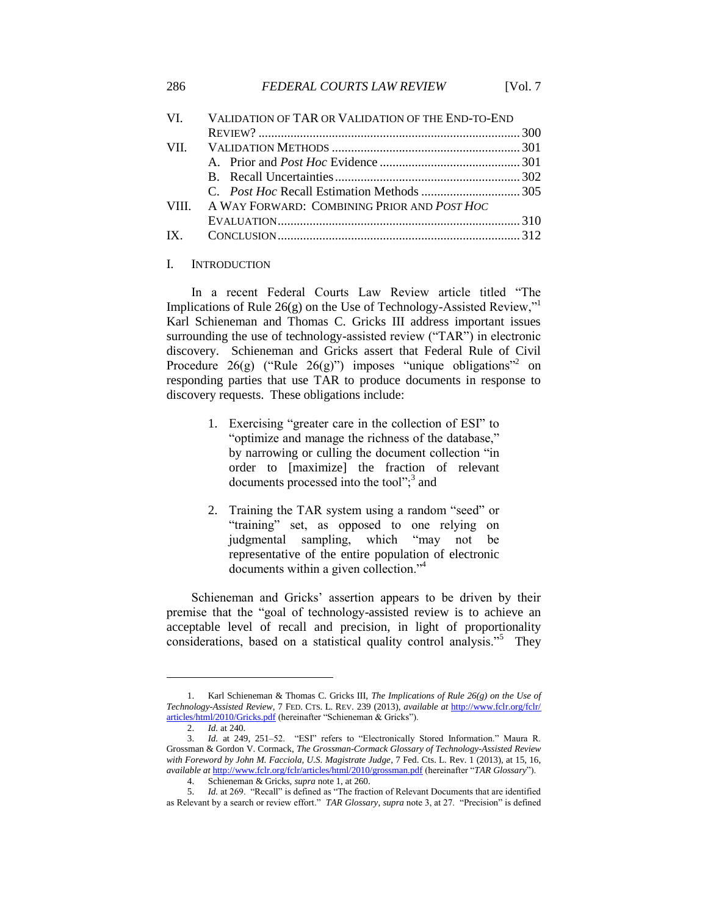| | | |
|---|---|---|
| VI. | VALIDATION OF TAR OR VALIDATION OF THE END-TO-END REVIEW? | 300 |
| VII. | VALIDATION METHODS | 301 |
| | A. Prior and *Post Hoc* Evidence | 301 |
| | B. Recall Uncertainties | 302 |
| | C. *Post Hoc* Recall Estimation Methods | 305 |
| VIII. | A WAY FORWARD: COMBINING PRIOR AND *POST HOC* EVALUATION | 310 |
| IX. | CONCLUSION | 312 |

## I. INTRODUCTION

In a recent Federal Courts Law Review article titled "The Implications of Rule 26(g) on the Use of Technology-Assisted Review,"[1] Karl Schieneman and Thomas C. Gricks III address important issues surrounding the use of technology-assisted review ("TAR") in electronic discovery. Schieneman and Gricks assert that Federal Rule of Civil Procedure 26(g) ("Rule 26(g)") imposes "unique obligations"[2] on responding parties that use TAR to produce documents in response to discovery requests. These obligations include:

> 1. Exercising "greater care in the collection of ESI" to "optimize and manage the richness of the database," by narrowing or culling the document collection "in order to [maximize] the fraction of relevant documents processed into the tool";[3] and
>
> 2. Training the TAR system using a random "seed" or "training" set, as opposed to one relying on judgmental sampling, which "may not be representative of the entire population of electronic documents within a given collection."[4]

Schieneman and Gricks' assertion appears to be driven by their premise that the "goal of technology-assisted review is to achieve an acceptable level of recall and precision, in light of proportionality considerations, based on a statistical quality control analysis."[5] They

---

1. Karl Schieneman & Thomas C. Gricks III, *The Implications of Rule 26(g) on the Use of Technology-Assisted Review*, 7 FED. CTS. L. REV. 239 (2013), *available at* http://www.fclr.org/fclr/articles/html/2010/Gricks.pdf (hereinafter "Schieneman & Gricks").

2. *Id.* at 240.

3. *Id.* at 249, 251–52. "ESI" refers to "Electronically Stored Information." Maura R. Grossman & Gordon V. Cormack, *The Grossman-Cormack Glossary of Technology-Assisted Review with Foreword by John M. Facciola, U.S. Magistrate Judge*, 7 Fed. Cts. L. Rev. 1 (2013), at 15, 16, *available at* http://www.fclr.org/fclr/articles/html/2010/grossman.pdf (hereinafter "*TAR Glossary*").

4. Schieneman & Gricks, *supra* note 1, at 260.

5. *Id.* at 269. "Recall" is defined as "The fraction of Relevant Documents that are identified as Relevant by a search or review effort." *TAR Glossary*, *supra* note 3, at 27. "Precision" is defined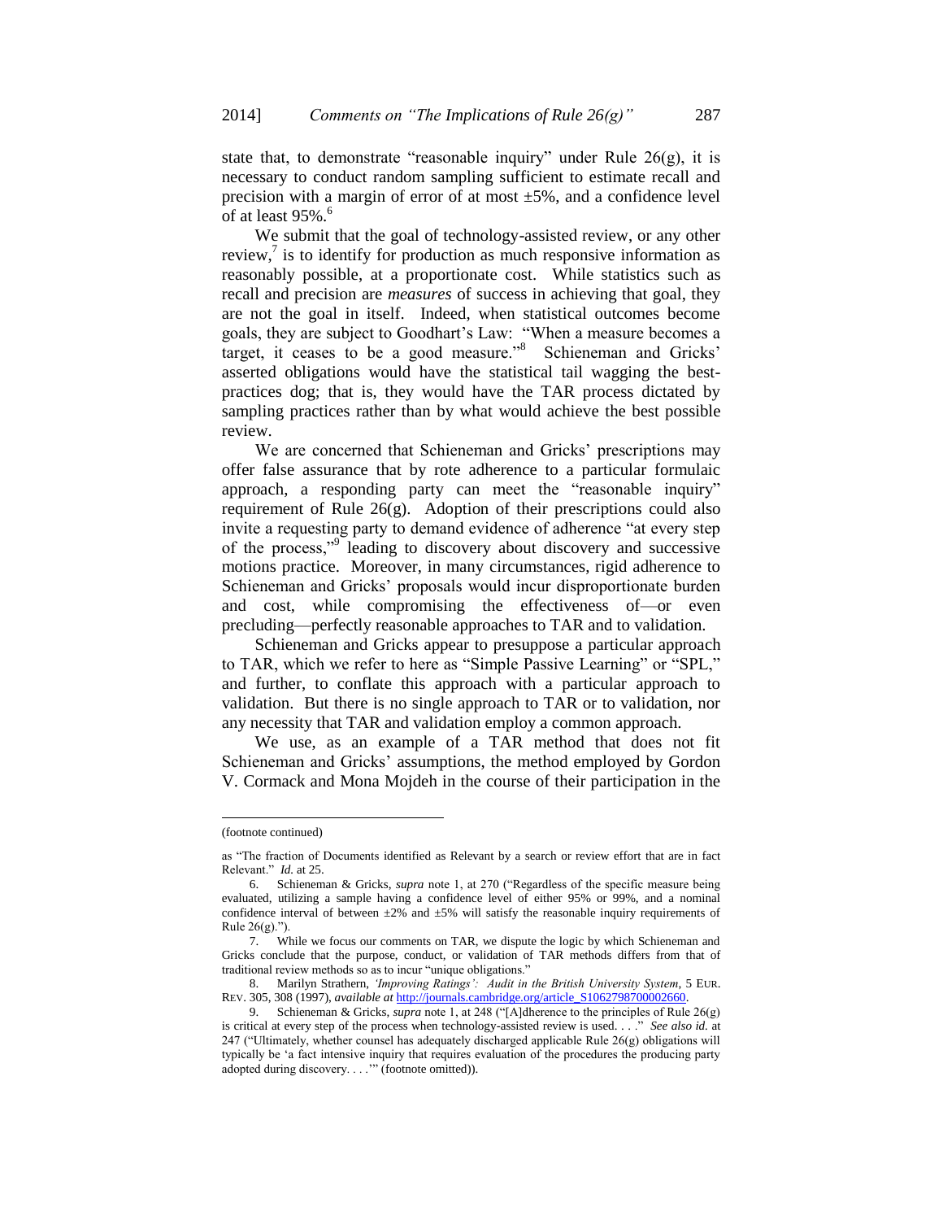state that, to demonstrate "reasonable inquiry" under Rule 26(g), it is necessary to conduct random sampling sufficient to estimate recall and precision with a margin of error of at most ±5%, and a confidence level of at least 95%.[6]

We submit that the goal of technology-assisted review, or any other review,[7] is to identify for production as much responsive information as reasonably possible, at a proportionate cost. While statistics such as recall and precision are *measures* of success in achieving that goal, they are not the goal in itself. Indeed, when statistical outcomes become goals, they are subject to Goodhart's Law: "When a measure becomes a target, it ceases to be a good measure."[8] Schieneman and Gricks' asserted obligations would have the statistical tail wagging the best-practices dog; that is, they would have the TAR process dictated by sampling practices rather than by what would achieve the best possible review.

We are concerned that Schieneman and Gricks' prescriptions may offer false assurance that by rote adherence to a particular formulaic approach, a responding party can meet the "reasonable inquiry" requirement of Rule 26(g). Adoption of their prescriptions could also invite a requesting party to demand evidence of adherence "at every step of the process,"[9] leading to discovery about discovery and successive motions practice. Moreover, in many circumstances, rigid adherence to Schieneman and Gricks' proposals would incur disproportionate burden and cost, while compromising the effectiveness of—or even precluding—perfectly reasonable approaches to TAR and to validation.

Schieneman and Gricks appear to presuppose a particular approach to TAR, which we refer to here as "Simple Passive Learning" or "SPL," and further, to conflate this approach with a particular approach to validation. But there is no single approach to TAR or to validation, nor any necessity that TAR and validation employ a common approach.

We use, as an example of a TAR method that does not fit Schieneman and Gricks' assumptions, the method employed by Gordon V. Cormack and Mona Mojdeh in the course of their participation in the

---

(footnote continued)

as "The fraction of Documents identified as Relevant by a search or review effort that are in fact Relevant." *Id.* at 25.

6. Schieneman & Gricks, *supra* note 1, at 270 ("Regardless of the specific measure being evaluated, utilizing a sample having a confidence level of either 95% or 99%, and a nominal confidence interval of between ±2% and ±5% will satisfy the reasonable inquiry requirements of Rule 26(g).").

7. While we focus our comments on TAR, we dispute the logic by which Schieneman and Gricks conclude that the purpose, conduct, or validation of TAR methods differs from that of traditional review methods so as to incur "unique obligations."

8. Marilyn Strathern, *'Improving Ratings': Audit in the British University System*, 5 EUR. REV. 305, 308 (1997), *available at* http://journals.cambridge.org/article_S1062798700002660.

9. Schieneman & Gricks, *supra* note 1, at 248 ("[A]dherence to the principles of Rule 26(g) is critical at every step of the process when technology-assisted review is used. . . ." *See also id.* at 247 ("Ultimately, whether counsel has adequately discharged applicable Rule 26(g) obligations will typically be 'a fact intensive inquiry that requires evaluation of the procedures the producing party adopted during discovery. . . .'" (footnote omitted)).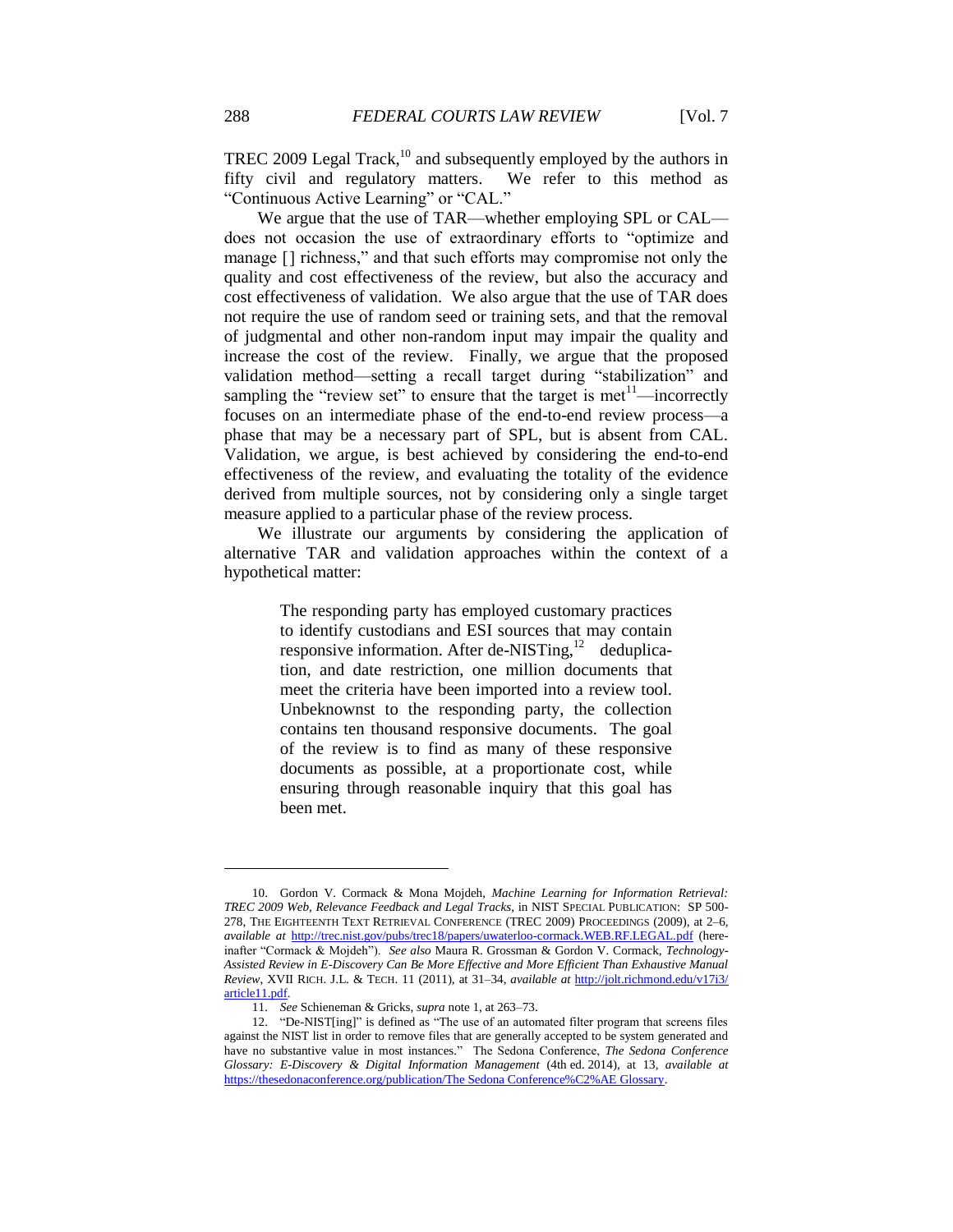TREC 2009 Legal Track,[10] and subsequently employed by the authors in fifty civil and regulatory matters. We refer to this method as "Continuous Active Learning" or "CAL."

We argue that the use of TAR—whether employing SPL or CAL—does not occasion the use of extraordinary efforts to "optimize and manage [] richness," and that such efforts may compromise not only the quality and cost effectiveness of the review, but also the accuracy and cost effectiveness of validation. We also argue that the use of TAR does not require the use of random seed or training sets, and that the removal of judgmental and other non-random input may impair the quality and increase the cost of the review. Finally, we argue that the proposed validation method—setting a recall target during "stabilization" and sampling the "review set" to ensure that the target is met[11]—incorrectly focuses on an intermediate phase of the end-to-end review process—a phase that may be a necessary part of SPL, but is absent from CAL. Validation, we argue, is best achieved by considering the end-to-end effectiveness of the review, and evaluating the totality of the evidence derived from multiple sources, not by considering only a single target measure applied to a particular phase of the review process.

We illustrate our arguments by considering the application of alternative TAR and validation approaches within the context of a hypothetical matter:

> The responding party has employed customary practices to identify custodians and ESI sources that may contain responsive information. After de-NISTing,[12] deduplication, and date restriction, one million documents that meet the criteria have been imported into a review tool. Unbeknownst to the responding party, the collection contains ten thousand responsive documents. The goal of the review is to find as many of these responsive documents as possible, at a proportionate cost, while ensuring through reasonable inquiry that this goal has been met.

---

10. Gordon V. Cormack & Mona Mojdeh, *Machine Learning for Information Retrieval: TREC 2009 Web, Relevance Feedback and Legal Tracks*, in NIST SPECIAL PUBLICATION: SP 500-278, THE EIGHTEENTH TEXT RETRIEVAL CONFERENCE (TREC 2009) PROCEEDINGS (2009), at 2–6, *available at* http://trec.nist.gov/pubs/trec18/papers/uwaterloo-cormack.WEB.RF.LEGAL.pdf (hereinafter "Cormack & Mojdeh"). *See also* Maura R. Grossman & Gordon V. Cormack, *Technology-Assisted Review in E-Discovery Can Be More Effective and More Efficient Than Exhaustive Manual Review*, XVII RICH. J.L. & TECH. 11 (2011), at 31–34, *available at* http://jolt.richmond.edu/v17i3/article11.pdf.

11. *See* Schieneman & Gricks, *supra* note 1, at 263–73.

12. "De-NIST[ing]" is defined as "The use of an automated filter program that screens files against the NIST list in order to remove files that are generally accepted to be system generated and have no substantive value in most instances." The Sedona Conference, *The Sedona Conference Glossary: E-Discovery & Digital Information Management* (4th ed. 2014), at 13, *available at* https://thesedonaconference.org/publication/The Sedona Conference%C2%AE Glossary.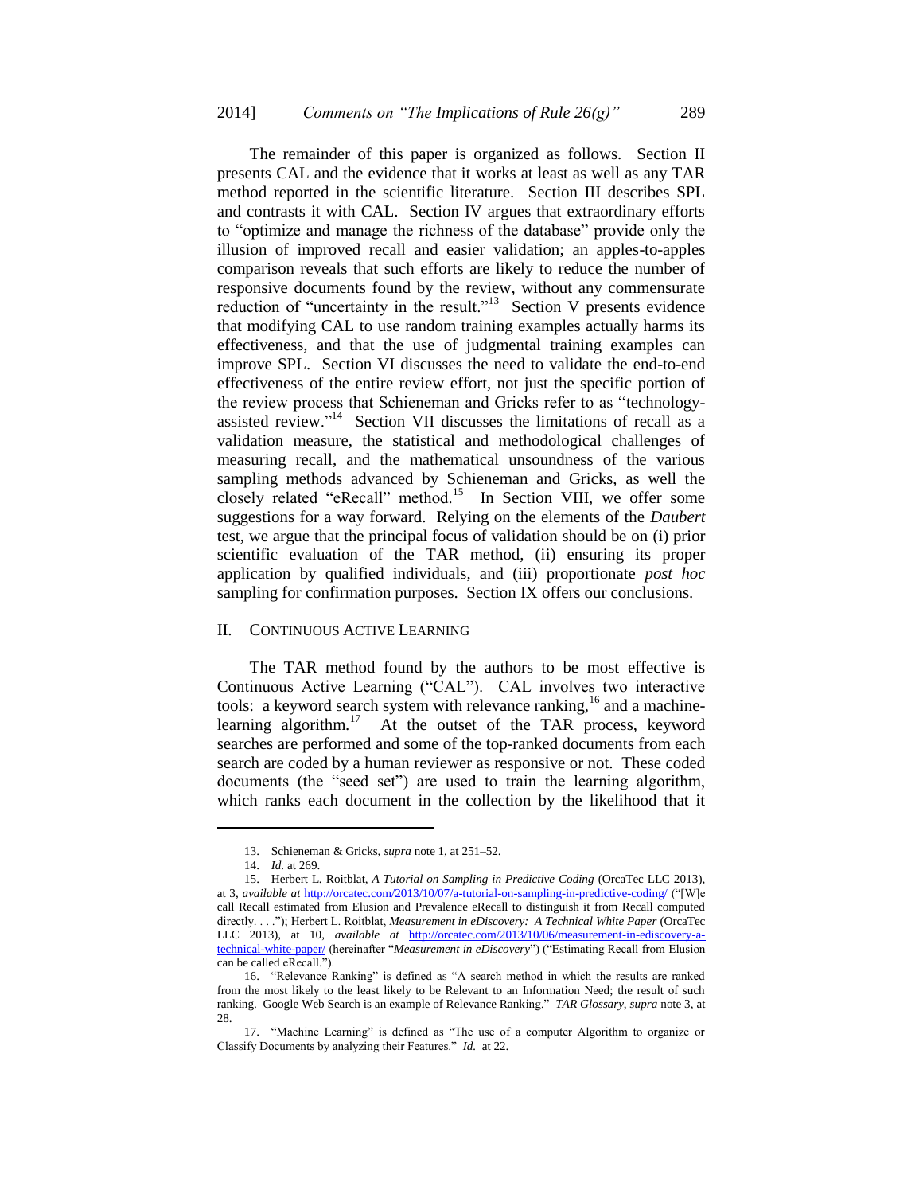The remainder of this paper is organized as follows. Section II presents CAL and the evidence that it works at least as well as any TAR method reported in the scientific literature. Section III describes SPL and contrasts it with CAL. Section IV argues that extraordinary efforts to "optimize and manage the richness of the database" provide only the illusion of improved recall and easier validation; an apples-to-apples comparison reveals that such efforts are likely to reduce the number of responsive documents found by the review, without any commensurate reduction of "uncertainty in the result."[13] Section V presents evidence that modifying CAL to use random training examples actually harms its effectiveness, and that the use of judgmental training examples can improve SPL. Section VI discusses the need to validate the end-to-end effectiveness of the entire review effort, not just the specific portion of the review process that Schieneman and Gricks refer to as "technology-assisted review."[14] Section VII discusses the limitations of recall as a validation measure, the statistical and methodological challenges of measuring recall, and the mathematical unsoundness of the various sampling methods advanced by Schieneman and Gricks, as well the closely related "eRecall" method.[15] In Section VIII, we offer some suggestions for a way forward. Relying on the elements of the *Daubert* test, we argue that the principal focus of validation should be on (i) prior scientific evaluation of the TAR method, (ii) ensuring its proper application by qualified individuals, and (iii) proportionate *post hoc* sampling for confirmation purposes. Section IX offers our conclusions.

## II. Continuous Active Learning

The TAR method found by the authors to be most effective is Continuous Active Learning ("CAL"). CAL involves two interactive tools: a keyword search system with relevance ranking,[16] and a machine-learning algorithm.[17] At the outset of the TAR process, keyword searches are performed and some of the top-ranked documents from each search are coded by a human reviewer as responsive or not. These coded documents (the "seed set") are used to train the learning algorithm, which ranks each document in the collection by the likelihood that it

---

13. Schieneman & Gricks, *supra* note 1, at 251–52.

14. *Id.* at 269.

15. Herbert L. Roitblat, *A Tutorial on Sampling in Predictive Coding* (OrcaTec LLC 2013), at 3, *available at* http://orcatec.com/2013/10/07/a-tutorial-on-sampling-in-predictive-coding/ ("[W]e call Recall estimated from Elusion and Prevalence eRecall to distinguish it from Recall computed directly. . . ."); Herbert L. Roitblat, *Measurement in eDiscovery: A Technical White Paper* (OrcaTec LLC 2013), at 10, *available at* http://orcatec.com/2013/10/06/measurement-in-ediscovery-a-technical-white-paper/ (hereinafter "*Measurement in eDiscovery*") ("Estimating Recall from Elusion can be called eRecall.").

16. "Relevance Ranking" is defined as "A search method in which the results are ranked from the most likely to the least likely to be Relevant to an Information Need; the result of such ranking. Google Web Search is an example of Relevance Ranking." *TAR Glossary*, *supra* note 3, at 28.

17. "Machine Learning" is defined as "The use of a computer Algorithm to organize or Classify Documents by analyzing their Features." *Id.* at 22.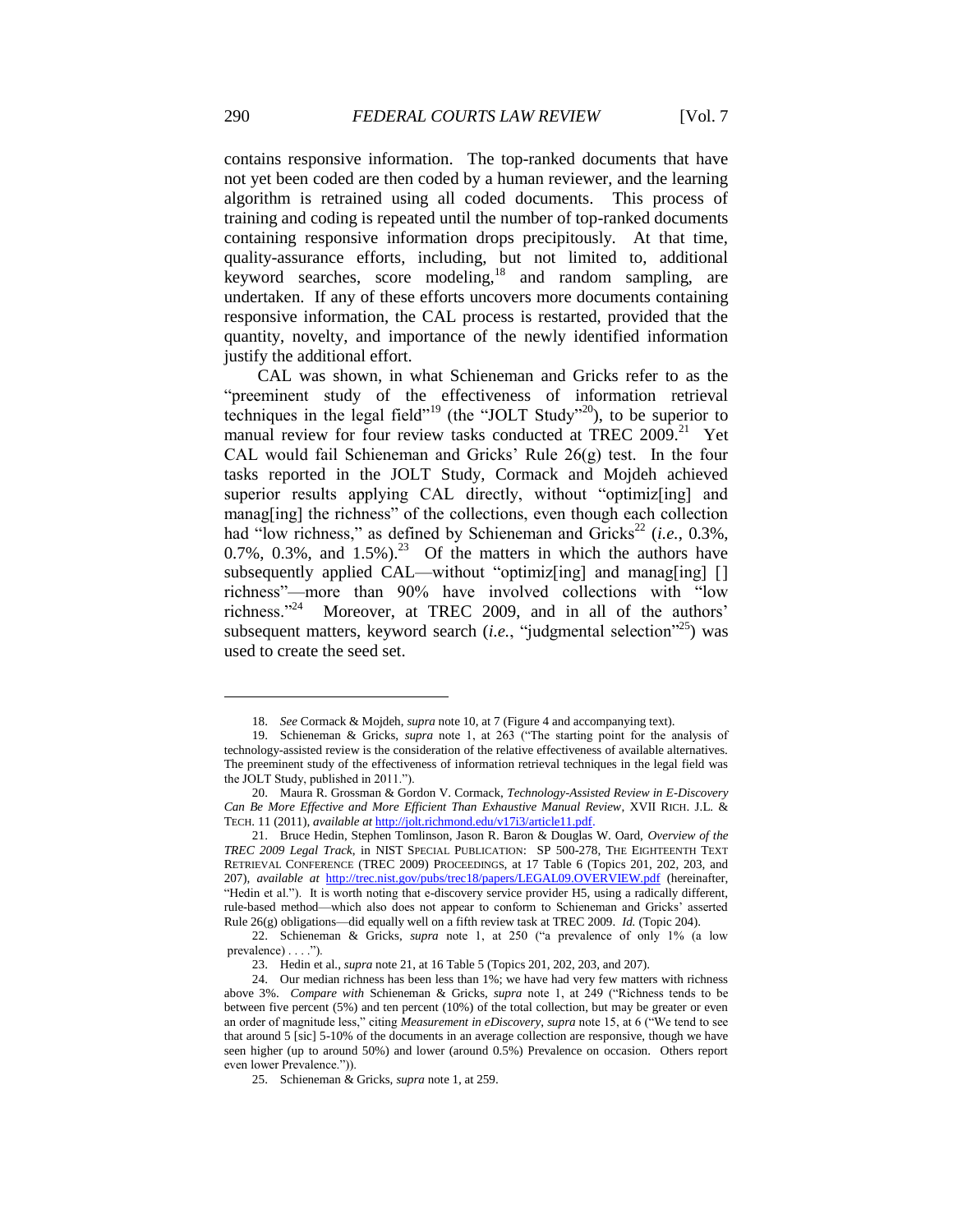contains responsive information. The top-ranked documents that have not yet been coded are then coded by a human reviewer, and the learning algorithm is retrained using all coded documents. This process of training and coding is repeated until the number of top-ranked documents containing responsive information drops precipitously. At that time, quality-assurance efforts, including, but not limited to, additional keyword searches, score modeling,[18] and random sampling, are undertaken. If any of these efforts uncovers more documents containing responsive information, the CAL process is restarted, provided that the quantity, novelty, and importance of the newly identified information justify the additional effort.

CAL was shown, in what Schieneman and Gricks refer to as the "preeminent study of the effectiveness of information retrieval techniques in the legal field"[19] (the "JOLT Study"[20]), to be superior to manual review for four review tasks conducted at TREC 2009.[21] Yet CAL would fail Schieneman and Gricks' Rule 26(g) test. In the four tasks reported in the JOLT Study, Cormack and Mojdeh achieved superior results applying CAL directly, without "optimiz[ing] and manag[ing] the richness" of the collections, even though each collection had "low richness," as defined by Schieneman and Gricks[22] (*i.e.*, 0.3%, 0.7%, 0.3%, and 1.5%).[23] Of the matters in which the authors have subsequently applied CAL—without "optimiz[ing] and manag[ing] [] richness"—more than 90% have involved collections with "low richness."[24] Moreover, at TREC 2009, and in all of the authors' subsequent matters, keyword search (*i.e.*, "judgmental selection"[25]) was used to create the seed set.

---

18. *See* Cormack & Mojdeh, *supra* note 10, at 7 (Figure 4 and accompanying text).

19. Schieneman & Gricks, *supra* note 1, at 263 ("The starting point for the analysis of technology-assisted review is the consideration of the relative effectiveness of available alternatives. The preeminent study of the effectiveness of information retrieval techniques in the legal field was the JOLT Study, published in 2011.").

20. Maura R. Grossman & Gordon V. Cormack, *Technology-Assisted Review in E-Discovery Can Be More Effective and More Efficient Than Exhaustive Manual Review*, XVII RICH. J.L. & TECH. 11 (2011), *available at* http://jolt.richmond.edu/v17i3/article11.pdf.

21. Bruce Hedin, Stephen Tomlinson, Jason R. Baron & Douglas W. Oard, *Overview of the TREC 2009 Legal Track*, in NIST SPECIAL PUBLICATION: SP 500-278, THE EIGHTEENTH TEXT RETRIEVAL CONFERENCE (TREC 2009) PROCEEDINGS, at 17 Table 6 (Topics 201, 202, 203, and 207), *available at* http://trec.nist.gov/pubs/trec18/papers/LEGAL09.OVERVIEW.pdf (hereinafter, "Hedin et al."). It is worth noting that e-discovery service provider H5, using a radically different, rule-based method—which also does not appear to conform to Schieneman and Gricks' asserted Rule 26(g) obligations—did equally well on a fifth review task at TREC 2009. *Id.* (Topic 204).

22. Schieneman & Gricks, *supra* note 1, at 250 ("a prevalence of only 1% (a low prevalence) . . . .").

23. Hedin et al., *supra* note 21, at 16 Table 5 (Topics 201, 202, 203, and 207).

24. Our median richness has been less than 1%; we have had very few matters with richness above 3%. *Compare with* Schieneman & Gricks, *supra* note 1, at 249 ("Richness tends to be between five percent (5%) and ten percent (10%) of the total collection, but may be greater or even an order of magnitude less," citing *Measurement in eDiscovery*, *supra* note 15, at 6 ("We tend to see that around 5 [sic] 5-10% of the documents in an average collection are responsive, though we have seen higher (up to around 50%) and lower (around 0.5%) Prevalence on occasion. Others report even lower Prevalence.")).

25. Schieneman & Gricks, *supra* note 1, at 259.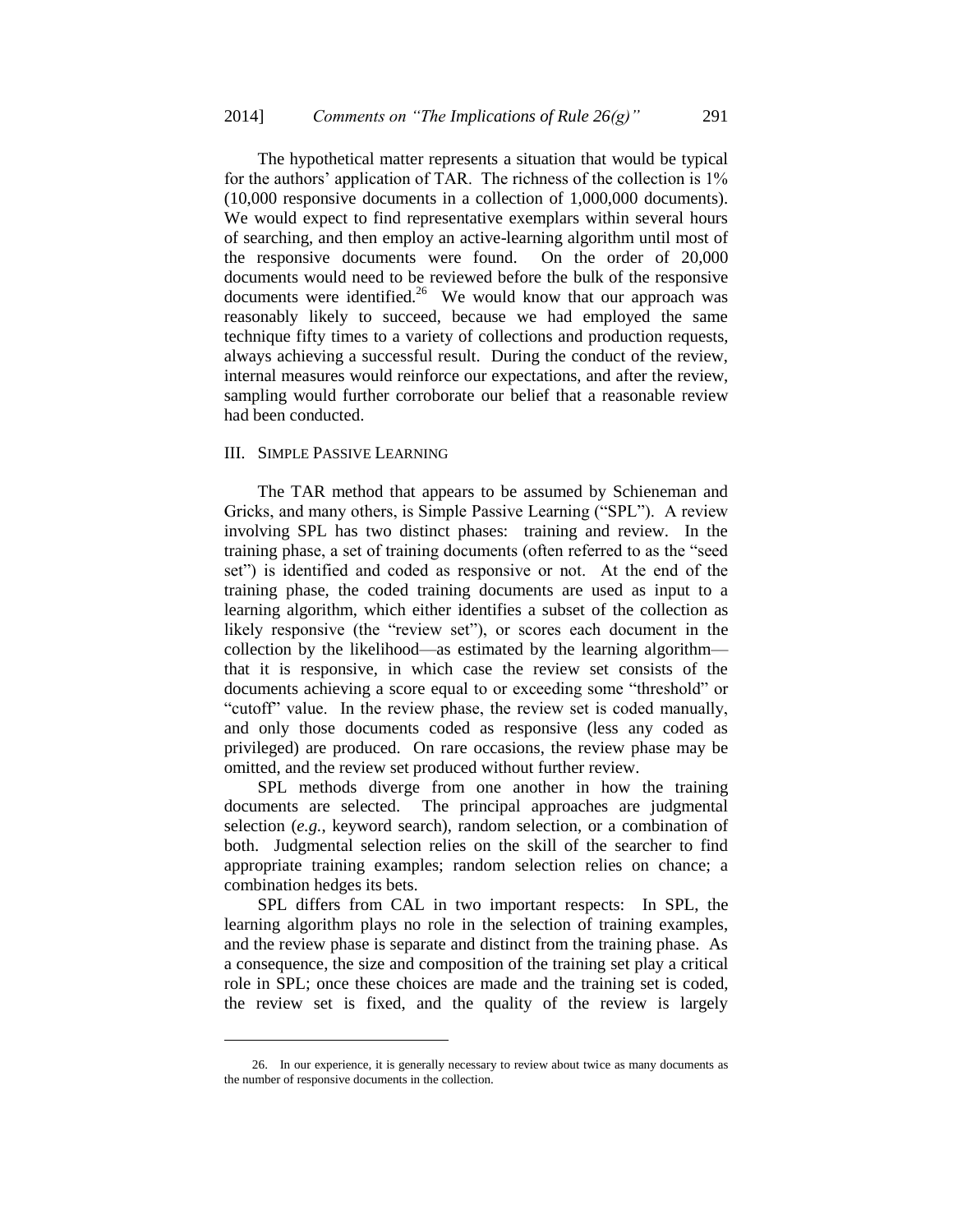The hypothetical matter represents a situation that would be typical for the authors' application of TAR. The richness of the collection is 1% (10,000 responsive documents in a collection of 1,000,000 documents). We would expect to find representative exemplars within several hours of searching, and then employ an active-learning algorithm until most of the responsive documents were found. On the order of 20,000 documents would need to be reviewed before the bulk of the responsive documents were identified.[26] We would know that our approach was reasonably likely to succeed, because we had employed the same technique fifty times to a variety of collections and production requests, always achieving a successful result. During the conduct of the review, internal measures would reinforce our expectations, and after the review, sampling would further corroborate our belief that a reasonable review had been conducted.

## III. SIMPLE PASSIVE LEARNING

The TAR method that appears to be assumed by Schieneman and Gricks, and many others, is Simple Passive Learning ("SPL"). A review involving SPL has two distinct phases: training and review. In the training phase, a set of training documents (often referred to as the "seed set") is identified and coded as responsive or not. At the end of the training phase, the coded training documents are used as input to a learning algorithm, which either identifies a subset of the collection as likely responsive (the "review set"), or scores each document in the collection by the likelihood—as estimated by the learning algorithm—that it is responsive, in which case the review set consists of the documents achieving a score equal to or exceeding some "threshold" or "cutoff" value. In the review phase, the review set is coded manually, and only those documents coded as responsive (less any coded as privileged) are produced. On rare occasions, the review phase may be omitted, and the review set produced without further review.

SPL methods diverge from one another in how the training documents are selected. The principal approaches are judgmental selection (*e.g.*, keyword search), random selection, or a combination of both. Judgmental selection relies on the skill of the searcher to find appropriate training examples; random selection relies on chance; a combination hedges its bets.

SPL differs from CAL in two important respects: In SPL, the learning algorithm plays no role in the selection of training examples, and the review phase is separate and distinct from the training phase. As a consequence, the size and composition of the training set play a critical role in SPL; once these choices are made and the training set is coded, the review set is fixed, and the quality of the review is largely

---

26. In our experience, it is generally necessary to review about twice as many documents as the number of responsive documents in the collection.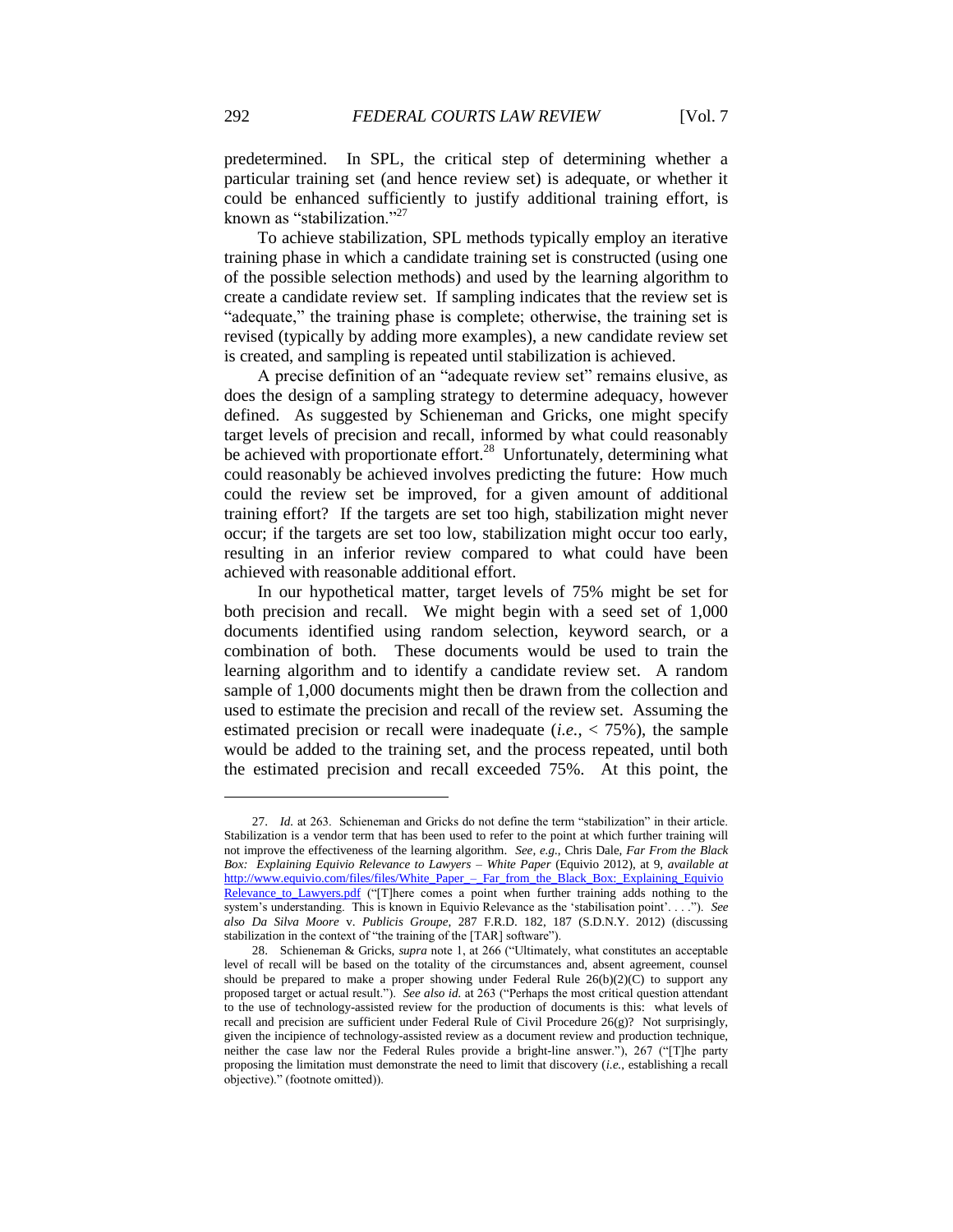predetermined. In SPL, the critical step of determining whether a particular training set (and hence review set) is adequate, or whether it could be enhanced sufficiently to justify additional training effort, is known as "stabilization."[27]

To achieve stabilization, SPL methods typically employ an iterative training phase in which a candidate training set is constructed (using one of the possible selection methods) and used by the learning algorithm to create a candidate review set. If sampling indicates that the review set is "adequate," the training phase is complete; otherwise, the training set is revised (typically by adding more examples), a new candidate review set is created, and sampling is repeated until stabilization is achieved.

A precise definition of an "adequate review set" remains elusive, as does the design of a sampling strategy to determine adequacy, however defined. As suggested by Schieneman and Gricks, one might specify target levels of precision and recall, informed by what could reasonably be achieved with proportionate effort.[28] Unfortunately, determining what could reasonably be achieved involves predicting the future: How much could the review set be improved, for a given amount of additional training effort? If the targets are set too high, stabilization might never occur; if the targets are set too low, stabilization might occur too early, resulting in an inferior review compared to what could have been achieved with reasonable additional effort.

In our hypothetical matter, target levels of 75% might be set for both precision and recall. We might begin with a seed set of 1,000 documents identified using random selection, keyword search, or a combination of both. These documents would be used to train the learning algorithm and to identify a candidate review set. A random sample of 1,000 documents might then be drawn from the collection and used to estimate the precision and recall of the review set. Assuming the estimated precision or recall were inadequate (*i.e.*, < 75%), the sample would be added to the training set, and the process repeated, until both the estimated precision and recall exceeded 75%. At this point, the

---

27. *Id.* at 263. Schieneman and Gricks do not define the term "stabilization" in their article. Stabilization is a vendor term that has been used to refer to the point at which further training will not improve the effectiveness of the learning algorithm. *See, e.g.*, Chris Dale, *Far From the Black Box: Explaining Equivio Relevance to Lawyers – White Paper* (Equivio 2012), at 9, *available at* http://www.equivio.com/files/files/White_Paper_–_Far_from_the_Black_Box:_Explaining_Equivio Relevance_to_Lawyers.pdf ("[T]here comes a point when further training adds nothing to the system's understanding. This is known in Equivio Relevance as the 'stabilisation point'. . . ."). *See also Da Silva Moore* v. *Publicis Groupe*, 287 F.R.D. 182, 187 (S.D.N.Y. 2012) (discussing stabilization in the context of "the training of the [TAR] software").

28. Schieneman & Gricks, *supra* note 1, at 266 ("Ultimately, what constitutes an acceptable level of recall will be based on the totality of the circumstances and, absent agreement, counsel should be prepared to make a proper showing under Federal Rule 26(b)(2)(C) to support any proposed target or actual result."). *See also id.* at 263 ("Perhaps the most critical question attendant to the use of technology-assisted review for the production of documents is this: what levels of recall and precision are sufficient under Federal Rule of Civil Procedure 26(g)? Not surprisingly, given the incipience of technology-assisted review as a document review and production technique, neither the case law nor the Federal Rules provide a bright-line answer."), 267 ("[T]he party proposing the limitation must demonstrate the need to limit that discovery (*i.e.*, establishing a recall objective)." (footnote omitted)).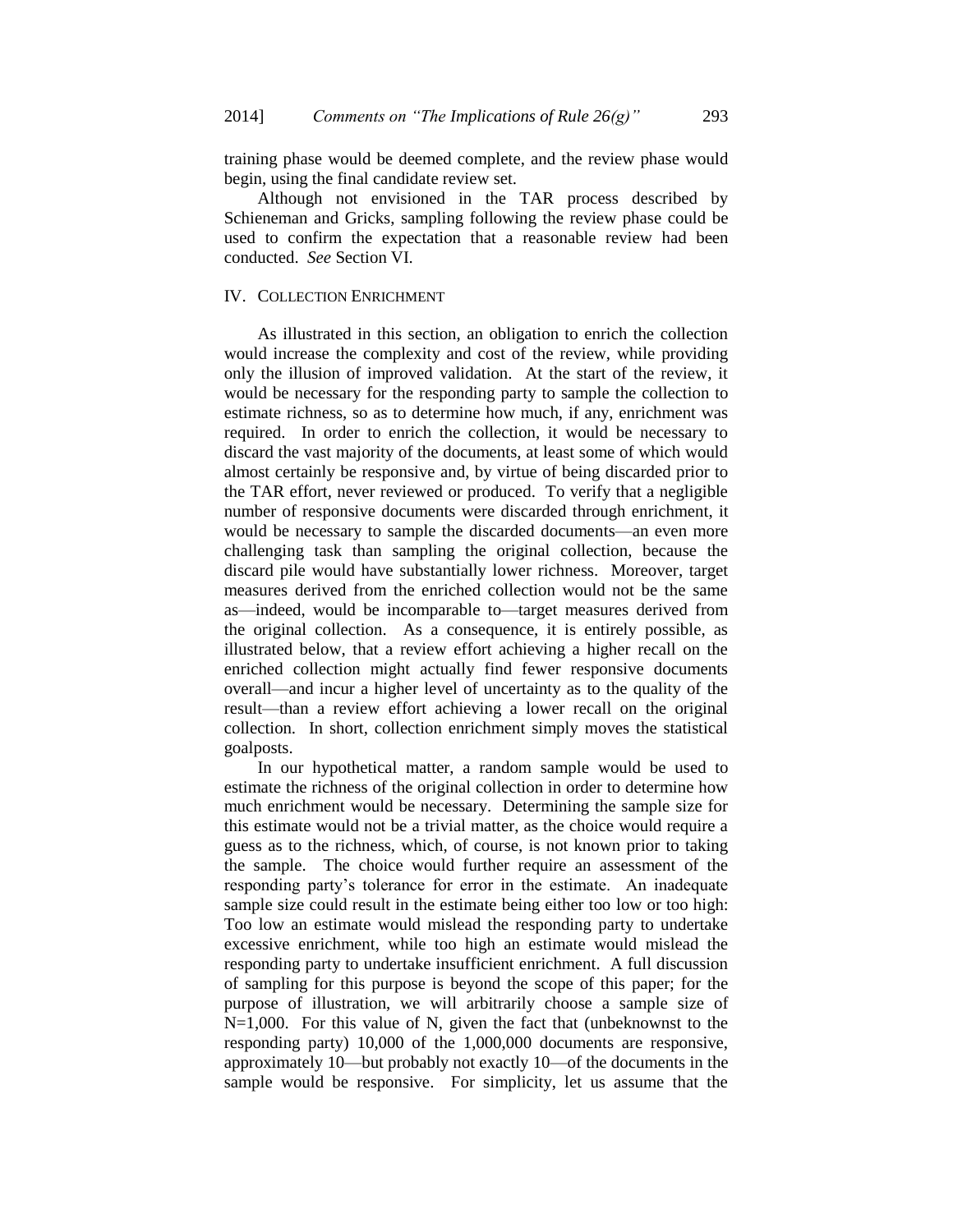training phase would be deemed complete, and the review phase would begin, using the final candidate review set.

Although not envisioned in the TAR process described by Schieneman and Gricks, sampling following the review phase could be used to confirm the expectation that a reasonable review had been conducted. *See* Section VI.

## IV. COLLECTION ENRICHMENT

As illustrated in this section, an obligation to enrich the collection would increase the complexity and cost of the review, while providing only the illusion of improved validation. At the start of the review, it would be necessary for the responding party to sample the collection to estimate richness, so as to determine how much, if any, enrichment was required. In order to enrich the collection, it would be necessary to discard the vast majority of the documents, at least some of which would almost certainly be responsive and, by virtue of being discarded prior to the TAR effort, never reviewed or produced. To verify that a negligible number of responsive documents were discarded through enrichment, it would be necessary to sample the discarded documents—an even more challenging task than sampling the original collection, because the discard pile would have substantially lower richness. Moreover, target measures derived from the enriched collection would not be the same as—indeed, would be incomparable to—target measures derived from the original collection. As a consequence, it is entirely possible, as illustrated below, that a review effort achieving a higher recall on the enriched collection might actually find fewer responsive documents overall—and incur a higher level of uncertainty as to the quality of the result—than a review effort achieving a lower recall on the original collection. In short, collection enrichment simply moves the statistical goalposts.

In our hypothetical matter, a random sample would be used to estimate the richness of the original collection in order to determine how much enrichment would be necessary. Determining the sample size for this estimate would not be a trivial matter, as the choice would require a guess as to the richness, which, of course, is not known prior to taking the sample. The choice would further require an assessment of the responding party's tolerance for error in the estimate. An inadequate sample size could result in the estimate being either too low or too high: Too low an estimate would mislead the responding party to undertake excessive enrichment, while too high an estimate would mislead the responding party to undertake insufficient enrichment. A full discussion of sampling for this purpose is beyond the scope of this paper; for the purpose of illustration, we will arbitrarily choose a sample size of N=1,000. For this value of N, given the fact that (unbeknownst to the responding party) 10,000 of the 1,000,000 documents are responsive, approximately 10—but probably not exactly 10—of the documents in the sample would be responsive. For simplicity, let us assume that the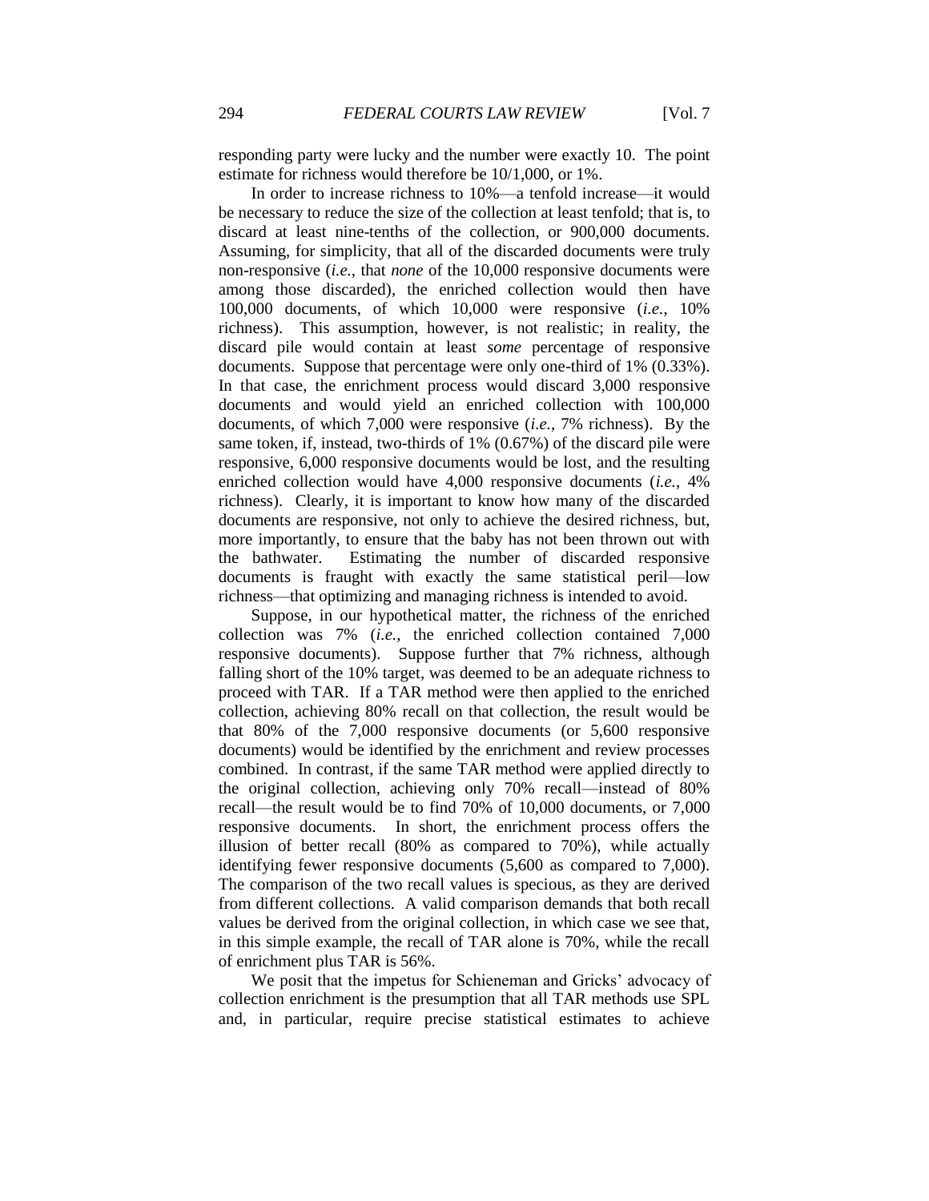responding party were lucky and the number were exactly 10. The point estimate for richness would therefore be 10/1,000, or 1%.

In order to increase richness to 10%—a tenfold increase—it would be necessary to reduce the size of the collection at least tenfold; that is, to discard at least nine-tenths of the collection, or 900,000 documents. Assuming, for simplicity, that all of the discarded documents were truly non-responsive (*i.e.*, that *none* of the 10,000 responsive documents were among those discarded), the enriched collection would then have 100,000 documents, of which 10,000 were responsive (*i.e.*, 10% richness). This assumption, however, is not realistic; in reality, the discard pile would contain at least *some* percentage of responsive documents. Suppose that percentage were only one-third of 1% (0.33%). In that case, the enrichment process would discard 3,000 responsive documents and would yield an enriched collection with 100,000 documents, of which 7,000 were responsive (*i.e.*, 7% richness). By the same token, if, instead, two-thirds of 1% (0.67%) of the discard pile were responsive, 6,000 responsive documents would be lost, and the resulting enriched collection would have 4,000 responsive documents (*i.e.*, 4% richness). Clearly, it is important to know how many of the discarded documents are responsive, not only to achieve the desired richness, but, more importantly, to ensure that the baby has not been thrown out with the bathwater. Estimating the number of discarded responsive documents is fraught with exactly the same statistical peril—low richness—that optimizing and managing richness is intended to avoid.

Suppose, in our hypothetical matter, the richness of the enriched collection was 7% (*i.e.*, the enriched collection contained 7,000 responsive documents). Suppose further that 7% richness, although falling short of the 10% target, was deemed to be an adequate richness to proceed with TAR. If a TAR method were then applied to the enriched collection, achieving 80% recall on that collection, the result would be that 80% of the 7,000 responsive documents (or 5,600 responsive documents) would be identified by the enrichment and review processes combined. In contrast, if the same TAR method were applied directly to the original collection, achieving only 70% recall—instead of 80% recall—the result would be to find 70% of 10,000 documents, or 7,000 responsive documents. In short, the enrichment process offers the illusion of better recall (80% as compared to 70%), while actually identifying fewer responsive documents (5,600 as compared to 7,000). The comparison of the two recall values is specious, as they are derived from different collections. A valid comparison demands that both recall values be derived from the original collection, in which case we see that, in this simple example, the recall of TAR alone is 70%, while the recall of enrichment plus TAR is 56%.

We posit that the impetus for Schieneman and Gricks' advocacy of collection enrichment is the presumption that all TAR methods use SPL and, in particular, require precise statistical estimates to achieve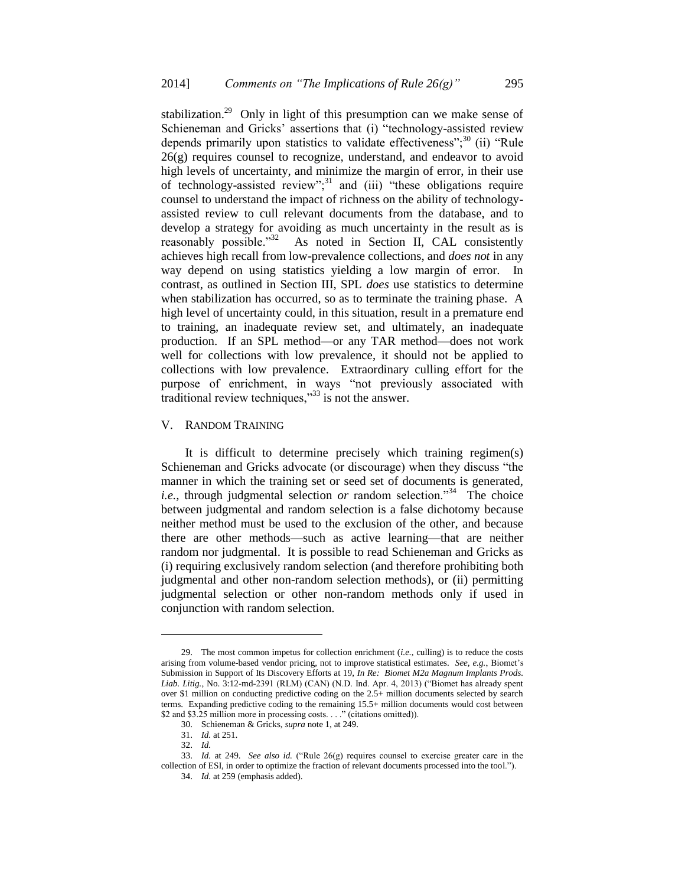stabilization.[29] Only in light of this presumption can we make sense of Schieneman and Gricks' assertions that (i) "technology-assisted review depends primarily upon statistics to validate effectiveness";[30] (ii) "Rule 26(g) requires counsel to recognize, understand, and endeavor to avoid high levels of uncertainty, and minimize the margin of error, in their use of technology-assisted review";[31] and (iii) "these obligations require counsel to understand the impact of richness on the ability of technology-assisted review to cull relevant documents from the database, and to develop a strategy for avoiding as much uncertainty in the result as is reasonably possible."[32] As noted in Section II, CAL consistently achieves high recall from low-prevalence collections, and *does not* in any way depend on using statistics yielding a low margin of error. In contrast, as outlined in Section III, SPL *does* use statistics to determine when stabilization has occurred, so as to terminate the training phase. A high level of uncertainty could, in this situation, result in a premature end to training, an inadequate review set, and ultimately, an inadequate production. If an SPL method—or any TAR method—does not work well for collections with low prevalence, it should not be applied to collections with low prevalence. Extraordinary culling effort for the purpose of enrichment, in ways "not previously associated with traditional review techniques,"[33] is not the answer.

## V. RANDOM TRAINING

It is difficult to determine precisely which training regimen(s) Schieneman and Gricks advocate (or discourage) when they discuss "the manner in which the training set or seed set of documents is generated, *i.e.*, through judgmental selection *or* random selection."[34] The choice between judgmental and random selection is a false dichotomy because neither method must be used to the exclusion of the other, and because there are other methods—such as active learning—that are neither random nor judgmental. It is possible to read Schieneman and Gricks as (i) requiring exclusively random selection (and therefore prohibiting both judgmental and other non-random selection methods), or (ii) permitting judgmental selection or other non-random methods only if used in conjunction with random selection.

---

29. The most common impetus for collection enrichment (*i.e.*, culling) is to reduce the costs arising from volume-based vendor pricing, not to improve statistical estimates. *See, e.g.*, Biomet's Submission in Support of Its Discovery Efforts at 19, *In Re: Biomet M2a Magnum Implants Prods. Liab. Litig.*, No. 3:12-md-2391 (RLM) (CAN) (N.D. Ind. Apr. 4, 2013) ("Biomet has already spent over $1 million on conducting predictive coding on the 2.5+ million documents selected by search terms. Expanding predictive coding to the remaining 15.5+ million documents would cost between $2 and $3.25 million more in processing costs. . . ." (citations omitted)).

30. Schieneman & Gricks, *supra* note 1, at 249.

31. *Id.* at 251.

32. *Id.*

33. *Id.* at 249. *See also id.* ("Rule 26(g) requires counsel to exercise greater care in the collection of ESI, in order to optimize the fraction of relevant documents processed into the tool.").

34. *Id.* at 259 (emphasis added).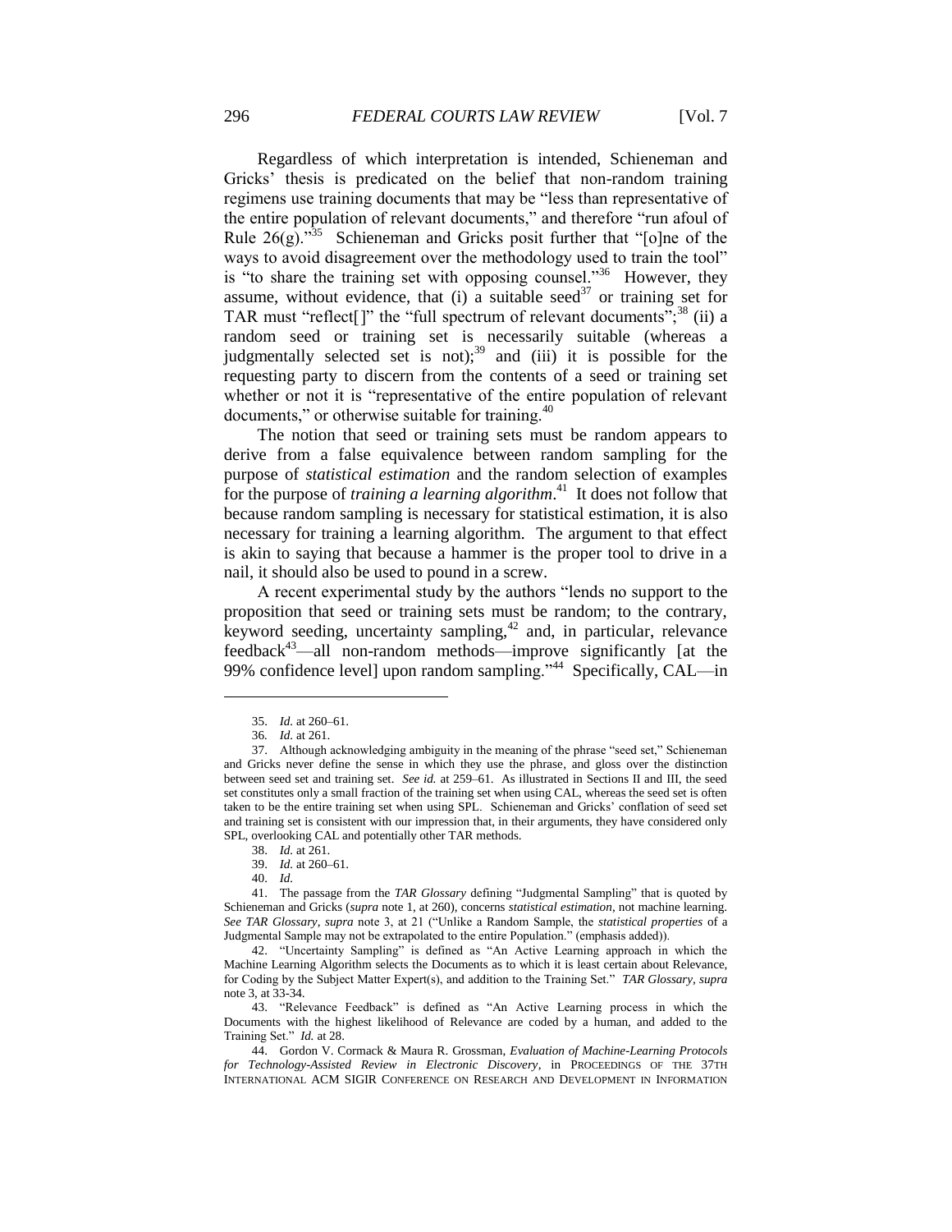Regardless of which interpretation is intended, Schieneman and Gricks' thesis is predicated on the belief that non-random training regimens use training documents that may be "less than representative of the entire population of relevant documents," and therefore "run afoul of Rule 26(g)."[35] Schieneman and Gricks posit further that "[o]ne of the ways to avoid disagreement over the methodology used to train the tool" is "to share the training set with opposing counsel."[36] However, they assume, without evidence, that (i) a suitable seed[37] or training set for TAR must "reflect[]" the "full spectrum of relevant documents";[38] (ii) a random seed or training set is necessarily suitable (whereas a judgmentally selected set is not);[39] and (iii) it is possible for the requesting party to discern from the contents of a seed or training set whether or not it is "representative of the entire population of relevant documents," or otherwise suitable for training.[40]

The notion that seed or training sets must be random appears to derive from a false equivalence between random sampling for the purpose of *statistical estimation* and the random selection of examples for the purpose of *training a learning algorithm*.[41] It does not follow that because random sampling is necessary for statistical estimation, it is also necessary for training a learning algorithm. The argument to that effect is akin to saying that because a hammer is the proper tool to drive in a nail, it should also be used to pound in a screw.

A recent experimental study by the authors "lends no support to the proposition that seed or training sets must be random; to the contrary, keyword seeding, uncertainty sampling,[42] and, in particular, relevance feedback[43]—all non-random methods—improve significantly [at the 99% confidence level] upon random sampling."[44] Specifically, CAL—in

---

35. *Id.* at 260–61.

36. *Id.* at 261.

37. Although acknowledging ambiguity in the meaning of the phrase "seed set," Schieneman and Gricks never define the sense in which they use the phrase, and gloss over the distinction between seed set and training set. *See id.* at 259–61. As illustrated in Sections II and III, the seed set constitutes only a small fraction of the training set when using CAL, whereas the seed set is often taken to be the entire training set when using SPL. Schieneman and Gricks' conflation of seed set and training set is consistent with our impression that, in their arguments, they have considered only SPL, overlooking CAL and potentially other TAR methods.

38. *Id.* at 261.

39. *Id.* at 260–61.

40. *Id.*

41. The passage from the *TAR Glossary* defining "Judgmental Sampling" that is quoted by Schieneman and Gricks (*supra* note 1, at 260), concerns *statistical estimation*, not machine learning. *See TAR Glossary*, *supra* note 3, at 21 ("Unlike a Random Sample, the *statistical properties* of a Judgmental Sample may not be extrapolated to the entire Population." (emphasis added)).

42. "Uncertainty Sampling" is defined as "An Active Learning approach in which the Machine Learning Algorithm selects the Documents as to which it is least certain about Relevance, for Coding by the Subject Matter Expert(s), and addition to the Training Set." *TAR Glossary*, *supra* note 3, at 33-34.

43. "Relevance Feedback" is defined as "An Active Learning process in which the Documents with the highest likelihood of Relevance are coded by a human, and added to the Training Set." *Id.* at 28.

44. Gordon V. Cormack & Maura R. Grossman, *Evaluation of Machine-Learning Protocols for Technology-Assisted Review in Electronic Discovery*, in PROCEEDINGS OF THE 37TH INTERNATIONAL ACM SIGIR CONFERENCE ON RESEARCH AND DEVELOPMENT IN INFORMATION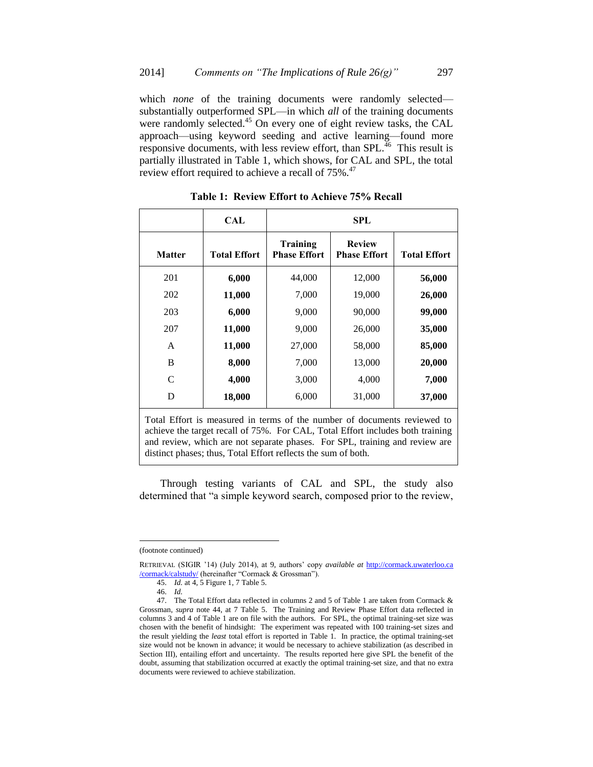which *none* of the training documents were randomly selected—substantially outperformed SPL—in which *all* of the training documents were randomly selected.[45] On every one of eight review tasks, the CAL approach—using keyword seeding and active learning—found more responsive documents, with less review effort, than SPL.[46] This result is partially illustrated in Table 1, which shows, for CAL and SPL, the total review effort required to achieve a recall of 75%.[47]

**Table 1: Review Effort to Achieve 75% Recall**

| | **CAL** | **SPL** | | |
|---|---|---|---|---|
| **Matter** | **Total Effort** | **Training Phase Effort** | **Review Phase Effort** | **Total Effort** |
| 201 | **6,000** | 44,000 | 12,000 | **56,000** |
| 202 | **11,000** | 7,000 | 19,000 | **26,000** |
| 203 | **6,000** | 9,000 | 90,000 | **99,000** |
| 207 | **11,000** | 9,000 | 26,000 | **35,000** |
| A | **11,000** | 27,000 | 58,000 | **85,000** |
| B | **8,000** | 7,000 | 13,000 | **20,000** |
| C | **4,000** | 3,000 | 4,000 | **7,000** |
| D | **18,000** | 6,000 | 31,000 | **37,000** |

Total Effort is measured in terms of the number of documents reviewed to achieve the target recall of 75%. For CAL, Total Effort includes both training and review, which are not separate phases. For SPL, training and review are distinct phases; thus, Total Effort reflects the sum of both.

Through testing variants of CAL and SPL, the study also determined that "a simple keyword search, composed prior to the review,

---

(footnote continued)

RETRIEVAL (SIGIR '14) (July 2014), at 9, authors' copy *available at* http://cormack.uwaterloo.ca/cormack/calstudy/ (hereinafter "Cormack & Grossman").

45. *Id.* at 4, 5 Figure 1, 7 Table 5.

46. *Id.*

47. The Total Effort data reflected in columns 2 and 5 of Table 1 are taken from Cormack & Grossman, *supra* note 44, at 7 Table 5. The Training and Review Phase Effort data reflected in columns 3 and 4 of Table 1 are on file with the authors. For SPL, the optimal training-set size was chosen with the benefit of hindsight: The experiment was repeated with 100 training-set sizes and the result yielding the *least* total effort is reported in Table 1. In practice, the optimal training-set size would not be known in advance; it would be necessary to achieve stabilization (as described in Section III), entailing effort and uncertainty. The results reported here give SPL the benefit of the doubt, assuming that stabilization occurred at exactly the optimal training-set size, and that no extra documents were reviewed to achieve stabilization.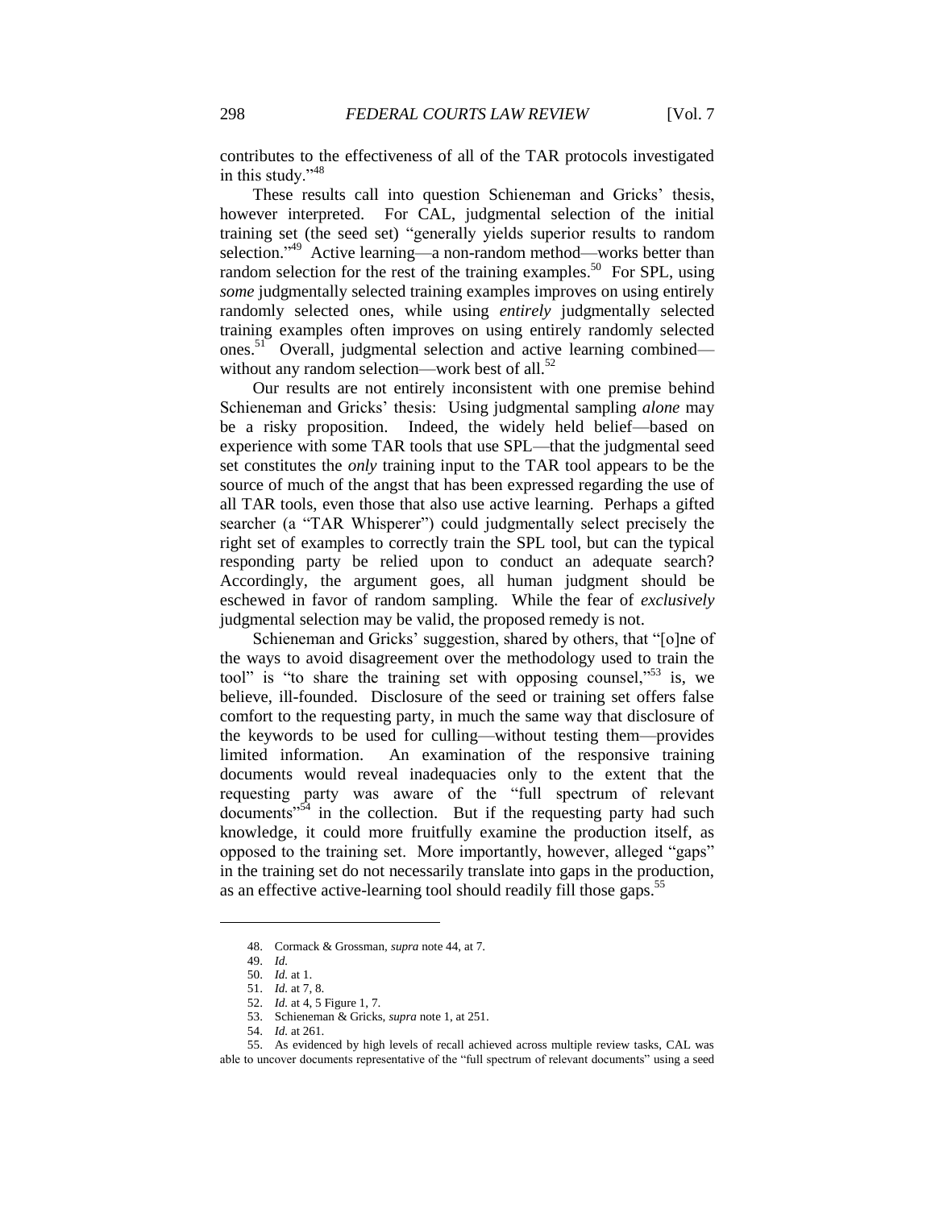contributes to the effectiveness of all of the TAR protocols investigated in this study."[48]

These results call into question Schieneman and Gricks' thesis, however interpreted. For CAL, judgmental selection of the initial training set (the seed set) "generally yields superior results to random selection."[49] Active learning—a non-random method—works better than random selection for the rest of the training examples.[50] For SPL, using *some* judgmentally selected training examples improves on using entirely randomly selected ones, while using *entirely* judgmentally selected training examples often improves on using entirely randomly selected ones.[51] Overall, judgmental selection and active learning combined—without any random selection—work best of all.[52]

Our results are not entirely inconsistent with one premise behind Schieneman and Gricks' thesis: Using judgmental sampling *alone* may be a risky proposition. Indeed, the widely held belief—based on experience with some TAR tools that use SPL—that the judgmental seed set constitutes the *only* training input to the TAR tool appears to be the source of much of the angst that has been expressed regarding the use of all TAR tools, even those that also use active learning. Perhaps a gifted searcher (a "TAR Whisperer") could judgmentally select precisely the right set of examples to correctly train the SPL tool, but can the typical responding party be relied upon to conduct an adequate search? Accordingly, the argument goes, all human judgment should be eschewed in favor of random sampling. While the fear of *exclusively* judgmental selection may be valid, the proposed remedy is not.

Schieneman and Gricks' suggestion, shared by others, that "[o]ne of the ways to avoid disagreement over the methodology used to train the tool" is "to share the training set with opposing counsel,"[53] is, we believe, ill-founded. Disclosure of the seed or training set offers false comfort to the requesting party, in much the same way that disclosure of the keywords to be used for culling—without testing them—provides limited information. An examination of the responsive training documents would reveal inadequacies only to the extent that the requesting party was aware of the "full spectrum of relevant documents"[54] in the collection. But if the requesting party had such knowledge, it could more fruitfully examine the production itself, as opposed to the training set. More importantly, however, alleged "gaps" in the training set do not necessarily translate into gaps in the production, as an effective active-learning tool should readily fill those gaps.[55]

---

48. Cormack & Grossman, *supra* note 44, at 7.

49. *Id.*

50. *Id.* at 1.

51. *Id.* at 7, 8.

52. *Id.* at 4, 5 Figure 1, 7.

53. Schieneman & Gricks, *supra* note 1, at 251.

54. *Id.* at 261.

55. As evidenced by high levels of recall achieved across multiple review tasks, CAL was able to uncover documents representative of the "full spectrum of relevant documents" using a seed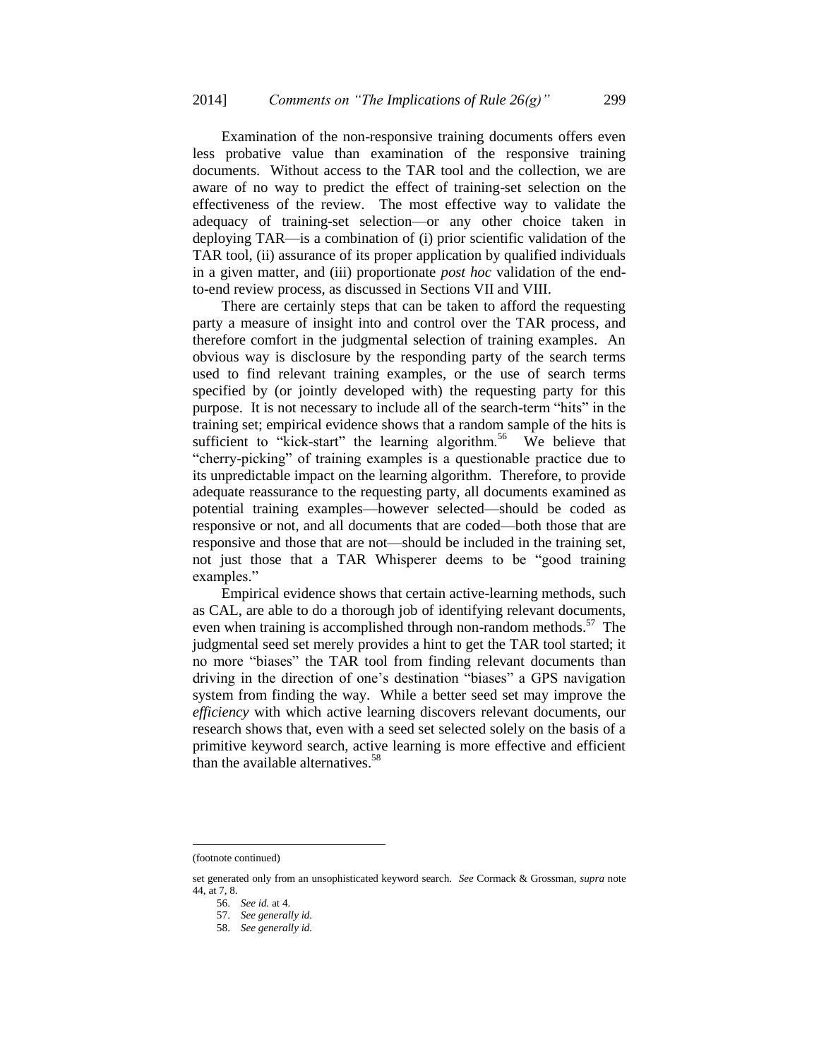Examination of the non-responsive training documents offers even less probative value than examination of the responsive training documents. Without access to the TAR tool and the collection, we are aware of no way to predict the effect of training-set selection on the effectiveness of the review. The most effective way to validate the adequacy of training-set selection—or any other choice taken in deploying TAR—is a combination of (i) prior scientific validation of the TAR tool, (ii) assurance of its proper application by qualified individuals in a given matter, and (iii) proportionate *post hoc* validation of the end-to-end review process, as discussed in Sections VII and VIII.

There are certainly steps that can be taken to afford the requesting party a measure of insight into and control over the TAR process, and therefore comfort in the judgmental selection of training examples. An obvious way is disclosure by the responding party of the search terms used to find relevant training examples, or the use of search terms specified by (or jointly developed with) the requesting party for this purpose. It is not necessary to include all of the search-term "hits" in the training set; empirical evidence shows that a random sample of the hits is sufficient to "kick-start" the learning algorithm.[56] We believe that "cherry-picking" of training examples is a questionable practice due to its unpredictable impact on the learning algorithm. Therefore, to provide adequate reassurance to the requesting party, all documents examined as potential training examples—however selected—should be coded as responsive or not, and all documents that are coded—both those that are responsive and those that are not—should be included in the training set, not just those that a TAR Whisperer deems to be "good training examples."

Empirical evidence shows that certain active-learning methods, such as CAL, are able to do a thorough job of identifying relevant documents, even when training is accomplished through non-random methods.[57] The judgmental seed set merely provides a hint to get the TAR tool started; it no more "biases" the TAR tool from finding relevant documents than driving in the direction of one's destination "biases" a GPS navigation system from finding the way. While a better seed set may improve the *efficiency* with which active learning discovers relevant documents, our research shows that, even with a seed set selected solely on the basis of a primitive keyword search, active learning is more effective and efficient than the available alternatives.[58]

---

(footnote continued)

set generated only from an unsophisticated keyword search. *See* Cormack & Grossman, *supra* note 44, at 7, 8.

56. *See id.* at 4.

57. *See generally id.*

58. *See generally id.*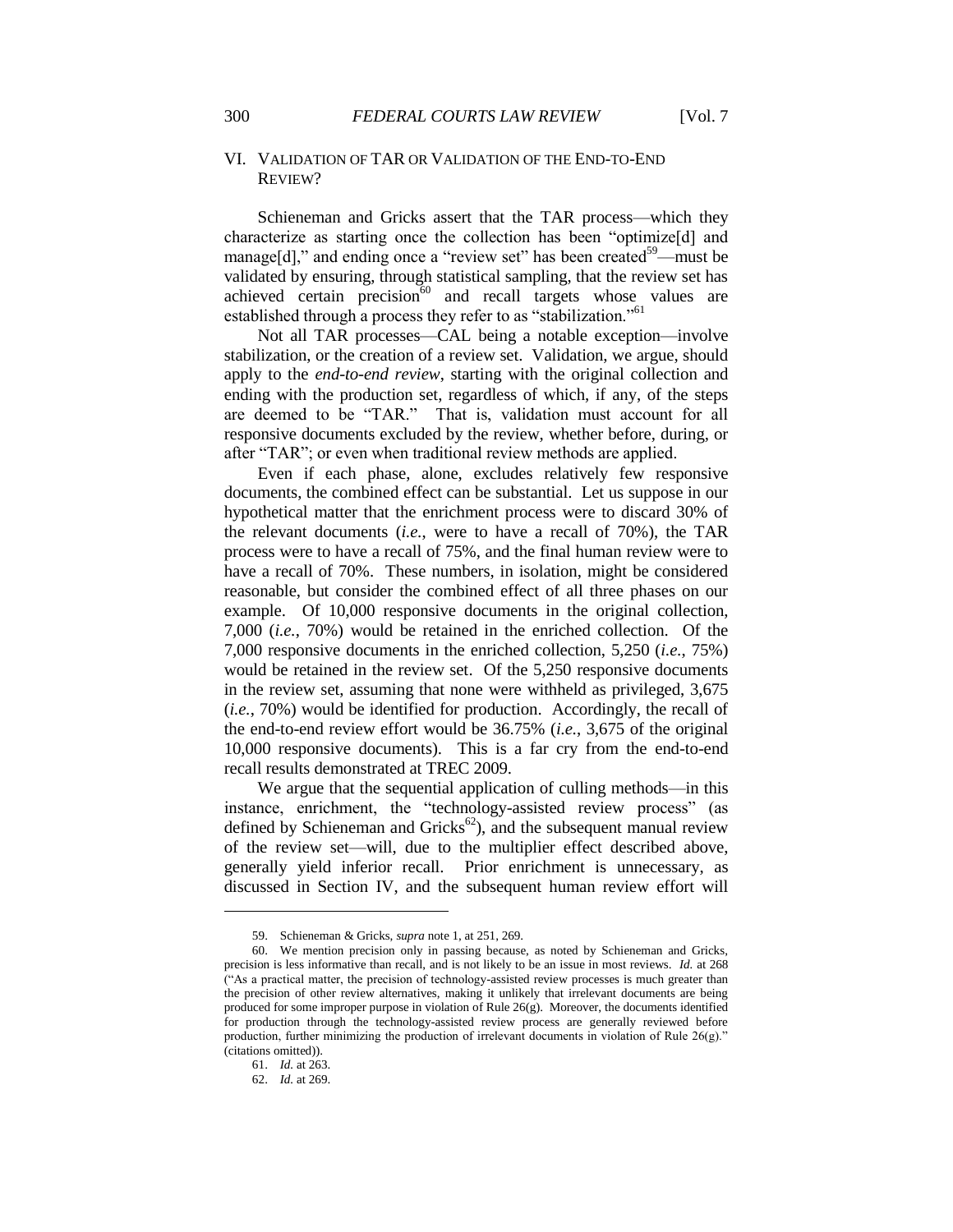## VI. VALIDATION OF TAR OR VALIDATION OF THE END-TO-END REVIEW?

Schieneman and Gricks assert that the TAR process—which they characterize as starting once the collection has been "optimize[d] and manage[d]," and ending once a "review set" has been created[59]—must be validated by ensuring, through statistical sampling, that the review set has achieved certain precision[60] and recall targets whose values are established through a process they refer to as "stabilization."[61]

Not all TAR processes—CAL being a notable exception—involve stabilization, or the creation of a review set. Validation, we argue, should apply to the *end-to-end review*, starting with the original collection and ending with the production set, regardless of which, if any, of the steps are deemed to be "TAR." That is, validation must account for all responsive documents excluded by the review, whether before, during, or after "TAR"; or even when traditional review methods are applied.

Even if each phase, alone, excludes relatively few responsive documents, the combined effect can be substantial. Let us suppose in our hypothetical matter that the enrichment process were to discard 30% of the relevant documents (*i.e.*, were to have a recall of 70%), the TAR process were to have a recall of 75%, and the final human review were to have a recall of 70%. These numbers, in isolation, might be considered reasonable, but consider the combined effect of all three phases on our example. Of 10,000 responsive documents in the original collection, 7,000 (*i.e.*, 70%) would be retained in the enriched collection. Of the 7,000 responsive documents in the enriched collection, 5,250 (*i.e.*, 75%) would be retained in the review set. Of the 5,250 responsive documents in the review set, assuming that none were withheld as privileged, 3,675 (*i.e.*, 70%) would be identified for production. Accordingly, the recall of the end-to-end review effort would be 36.75% (*i.e.*, 3,675 of the original 10,000 responsive documents). This is a far cry from the end-to-end recall results demonstrated at TREC 2009.

We argue that the sequential application of culling methods—in this instance, enrichment, the "technology-assisted review process" (as defined by Schieneman and Gricks[62]), and the subsequent manual review of the review set—will, due to the multiplier effect described above, generally yield inferior recall. Prior enrichment is unnecessary, as discussed in Section IV, and the subsequent human review effort will

---

59. Schieneman & Gricks, *supra* note 1, at 251, 269.

60. We mention precision only in passing because, as noted by Schieneman and Gricks, precision is less informative than recall, and is not likely to be an issue in most reviews. *Id.* at 268 ("As a practical matter, the precision of technology-assisted review processes is much greater than the precision of other review alternatives, making it unlikely that irrelevant documents are being produced for some improper purpose in violation of Rule 26(g). Moreover, the documents identified for production through the technology-assisted review process are generally reviewed before production, further minimizing the production of irrelevant documents in violation of Rule 26(g)." (citations omitted)).

61. *Id.* at 263.

62. *Id.* at 269.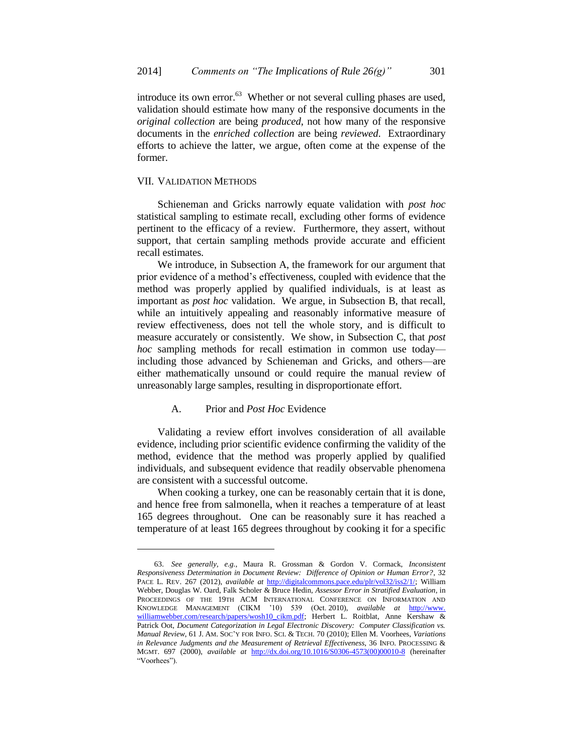introduce its own error.[63] Whether or not several culling phases are used, validation should estimate how many of the responsive documents in the *original collection* are being *produced*, not how many of the responsive documents in the *enriched collection* are being *reviewed*. Extraordinary efforts to achieve the latter, we argue, often come at the expense of the former.

## VII. VALIDATION METHODS

Schieneman and Gricks narrowly equate validation with *post hoc* statistical sampling to estimate recall, excluding other forms of evidence pertinent to the efficacy of a review. Furthermore, they assert, without support, that certain sampling methods provide accurate and efficient recall estimates.

We introduce, in Subsection A, the framework for our argument that prior evidence of a method's effectiveness, coupled with evidence that the method was properly applied by qualified individuals, is at least as important as *post hoc* validation. We argue, in Subsection B, that recall, while an intuitively appealing and reasonably informative measure of review effectiveness, does not tell the whole story, and is difficult to measure accurately or consistently. We show, in Subsection C, that *post hoc* sampling methods for recall estimation in common use today—including those advanced by Schieneman and Gricks, and others—are either mathematically unsound or could require the manual review of unreasonably large samples, resulting in disproportionate effort.

### A. Prior and *Post Hoc* Evidence

Validating a review effort involves consideration of all available evidence, including prior scientific evidence confirming the validity of the method, evidence that the method was properly applied by qualified individuals, and subsequent evidence that readily observable phenomena are consistent with a successful outcome.

When cooking a turkey, one can be reasonably certain that it is done, and hence free from salmonella, when it reaches a temperature of at least 165 degrees throughout. One can be reasonably sure it has reached a temperature of at least 165 degrees throughout by cooking it for a specific

---

63. *See generally, e.g.*, Maura R. Grossman & Gordon V. Cormack, *Inconsistent Responsiveness Determination in Document Review: Difference of Opinion or Human Error?*, 32 PACE L. REV. 267 (2012), *available at* http://digitalcommons.pace.edu/plr/vol32/iss2/1/; William Webber, Douglas W. Oard, Falk Scholer & Bruce Hedin, *Assessor Error in Stratified Evaluation*, in PROCEEDINGS OF THE 19TH ACM INTERNATIONAL CONFERENCE ON INFORMATION AND KNOWLEDGE MANAGEMENT (CIKM '10) 539 (Oct. 2010), *available at* http://www.williamwebber.com/research/papers/wosh10_cikm.pdf; Herbert L. Roitblat, Anne Kershaw & Patrick Oot, *Document Categorization in Legal Electronic Discovery: Computer Classification vs. Manual Review*, 61 J. AM. SOC'Y FOR INFO. SCI. & TECH. 70 (2010); Ellen M. Voorhees, *Variations in Relevance Judgments and the Measurement of Retrieval Effectiveness*, 36 INFO. PROCESSING & MGMT. 697 (2000), *available at* http://dx.doi.org/10.1016/S0306-4573(00)00010-8 (hereinafter "Voorhees").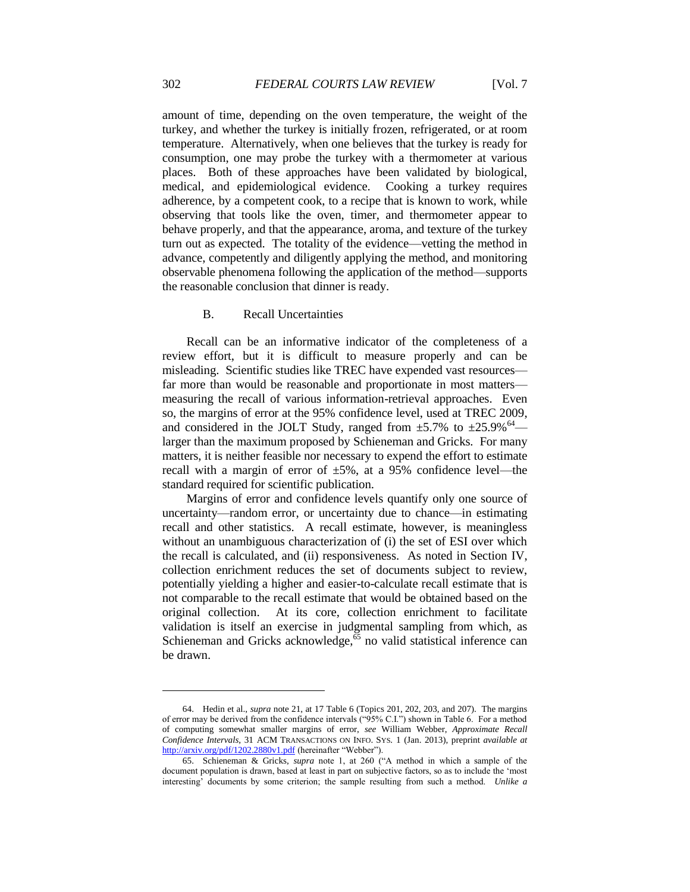amount of time, depending on the oven temperature, the weight of the turkey, and whether the turkey is initially frozen, refrigerated, or at room temperature. Alternatively, when one believes that the turkey is ready for consumption, one may probe the turkey with a thermometer at various places. Both of these approaches have been validated by biological, medical, and epidemiological evidence. Cooking a turkey requires adherence, by a competent cook, to a recipe that is known to work, while observing that tools like the oven, timer, and thermometer appear to behave properly, and that the appearance, aroma, and texture of the turkey turn out as expected. The totality of the evidence—vetting the method in advance, competently and diligently applying the method, and monitoring observable phenomena following the application of the method—supports the reasonable conclusion that dinner is ready.

### B. Recall Uncertainties

Recall can be an informative indicator of the completeness of a review effort, but it is difficult to measure properly and can be misleading. Scientific studies like TREC have expended vast resources—far more than would be reasonable and proportionate in most matters—measuring the recall of various information-retrieval approaches. Even so, the margins of error at the 95% confidence level, used at TREC 2009, and considered in the JOLT Study, ranged from ±5.7% to ±25.9%[64]—larger than the maximum proposed by Schieneman and Gricks. For many matters, it is neither feasible nor necessary to expend the effort to estimate recall with a margin of error of ±5%, at a 95% confidence level—the standard required for scientific publication.

Margins of error and confidence levels quantify only one source of uncertainty—random error, or uncertainty due to chance—in estimating recall and other statistics. A recall estimate, however, is meaningless without an unambiguous characterization of (i) the set of ESI over which the recall is calculated, and (ii) responsiveness. As noted in Section IV, collection enrichment reduces the set of documents subject to review, potentially yielding a higher and easier-to-calculate recall estimate that is not comparable to the recall estimate that would be obtained based on the original collection. At its core, collection enrichment to facilitate validation is itself an exercise in judgmental sampling from which, as Schieneman and Gricks acknowledge,[65] no valid statistical inference can be drawn.

---

64. Hedin et al., *supra* note 21, at 17 Table 6 (Topics 201, 202, 203, and 207). The margins of error may be derived from the confidence intervals ("95% C.I.") shown in Table 6. For a method of computing somewhat smaller margins of error, *see* William Webber, *Approximate Recall Confidence Intervals*, 31 ACM TRANSACTIONS ON INFO. SYS. 1 (Jan. 2013), preprint *available at* http://arxiv.org/pdf/1202.2880v1.pdf (hereinafter "Webber").

65. Schieneman & Gricks, *supra* note 1, at 260 ("A method in which a sample of the document population is drawn, based at least in part on subjective factors, so as to include the 'most interesting' documents by some criterion; the sample resulting from such a method. *Unlike a*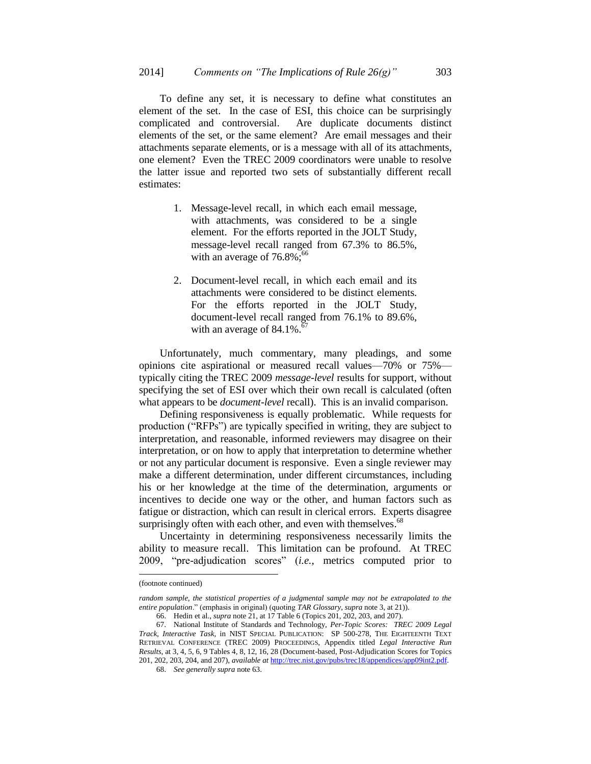To define any set, it is necessary to define what constitutes an element of the set. In the case of ESI, this choice can be surprisingly complicated and controversial. Are duplicate documents distinct elements of the set, or the same element? Are email messages and their attachments separate elements, or is a message with all of its attachments, one element? Even the TREC 2009 coordinators were unable to resolve the latter issue and reported two sets of substantially different recall estimates:

1. Message-level recall, in which each email message, with attachments, was considered to be a single element. For the efforts reported in the JOLT Study, message-level recall ranged from 67.3% to 86.5%, with an average of 76.8%;[66]

2. Document-level recall, in which each email and its attachments were considered to be distinct elements. For the efforts reported in the JOLT Study, document-level recall ranged from 76.1% to 89.6%, with an average of 84.1%.[67]

Unfortunately, much commentary, many pleadings, and some opinions cite aspirational or measured recall values—70% or 75%—typically citing the TREC 2009 *message-level* results for support, without specifying the set of ESI over which their own recall is calculated (often what appears to be *document-level* recall). This is an invalid comparison.

Defining responsiveness is equally problematic. While requests for production ("RFPs") are typically specified in writing, they are subject to interpretation, and reasonable, informed reviewers may disagree on their interpretation, or on how to apply that interpretation to determine whether or not any particular document is responsive. Even a single reviewer may make a different determination, under different circumstances, including his or her knowledge at the time of the determination, arguments or incentives to decide one way or the other, and human factors such as fatigue or distraction, which can result in clerical errors. Experts disagree surprisingly often with each other, and even with themselves.[68]

Uncertainty in determining responsiveness necessarily limits the ability to measure recall. This limitation can be profound. At TREC 2009, "pre-adjudication scores" (*i.e.*, metrics computed prior to

---

(footnote continued)

*random sample, the statistical properties of a judgmental sample may not be extrapolated to the entire population*." (emphasis in original) (quoting *TAR Glossary*, *supra* note 3, at 21)).

66. Hedin et al., *supra* note 21, at 17 Table 6 (Topics 201, 202, 203, and 207).

67. National Institute of Standards and Technology, *Per-Topic Scores: TREC 2009 Legal Track, Interactive Task*, in NIST SPECIAL PUBLICATION: SP 500-278, THE EIGHTEENTH TEXT RETRIEVAL CONFERENCE (TREC 2009) PROCEEDINGS, Appendix titled *Legal Interactive Run Results*, at 3, 4, 5, 6, 9 Tables 4, 8, 12, 16, 28 (Document-based, Post-Adjudication Scores for Topics 201, 202, 203, 204, and 207), *available at* http://trec.nist.gov/pubs/trec18/appendices/app09int2.pdf.

68. *See generally supra* note 63.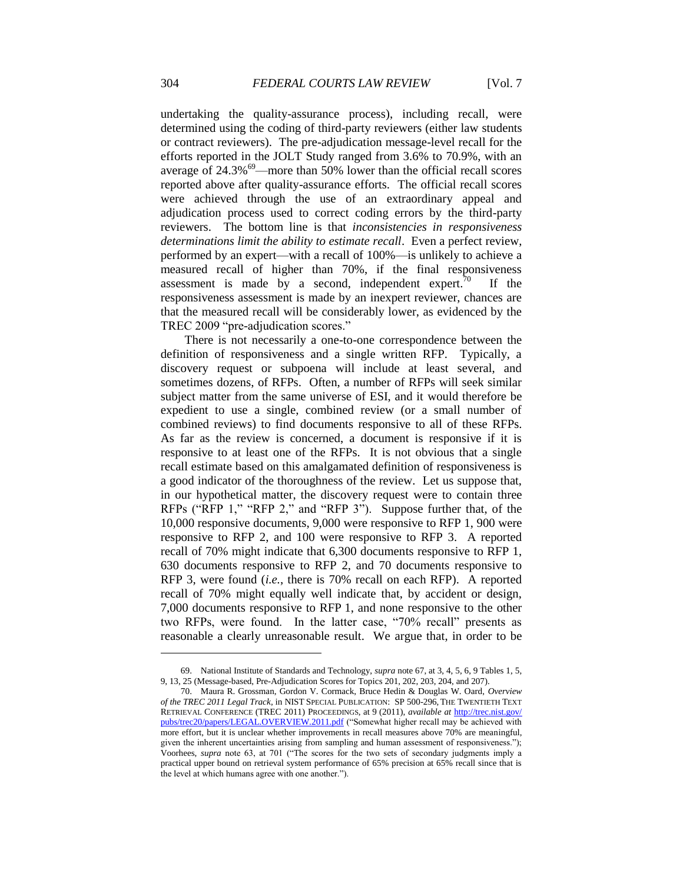undertaking the quality-assurance process), including recall, were determined using the coding of third-party reviewers (either law students or contract reviewers). The pre-adjudication message-level recall for the efforts reported in the JOLT Study ranged from 3.6% to 70.9%, with an average of 24.3%[69]—more than 50% lower than the official recall scores reported above after quality-assurance efforts. The official recall scores were achieved through the use of an extraordinary appeal and adjudication process used to correct coding errors by the third-party reviewers. The bottom line is that *inconsistencies in responsiveness determinations limit the ability to estimate recall*. Even a perfect review, performed by an expert—with a recall of 100%—is unlikely to achieve a measured recall of higher than 70%, if the final responsiveness assessment is made by a second, independent expert.[70] If the responsiveness assessment is made by an inexpert reviewer, chances are that the measured recall will be considerably lower, as evidenced by the TREC 2009 "pre-adjudication scores."

There is not necessarily a one-to-one correspondence between the definition of responsiveness and a single written RFP. Typically, a discovery request or subpoena will include at least several, and sometimes dozens, of RFPs. Often, a number of RFPs will seek similar subject matter from the same universe of ESI, and it would therefore be expedient to use a single, combined review (or a small number of combined reviews) to find documents responsive to all of these RFPs. As far as the review is concerned, a document is responsive if it is responsive to at least one of the RFPs. It is not obvious that a single recall estimate based on this amalgamated definition of responsiveness is a good indicator of the thoroughness of the review. Let us suppose that, in our hypothetical matter, the discovery request were to contain three RFPs ("RFP 1," "RFP 2," and "RFP 3"). Suppose further that, of the 10,000 responsive documents, 9,000 were responsive to RFP 1, 900 were responsive to RFP 2, and 100 were responsive to RFP 3. A reported recall of 70% might indicate that 6,300 documents responsive to RFP 1, 630 documents responsive to RFP 2, and 70 documents responsive to RFP 3, were found (*i.e.*, there is 70% recall on each RFP). A reported recall of 70% might equally well indicate that, by accident or design, 7,000 documents responsive to RFP 1, and none responsive to the other two RFPs, were found. In the latter case, "70% recall" presents as reasonable a clearly unreasonable result. We argue that, in order to be

---

69. National Institute of Standards and Technology, *supra* note 67, at 3, 4, 5, 6, 9 Tables 1, 5, 9, 13, 25 (Message-based, Pre-Adjudication Scores for Topics 201, 202, 203, 204, and 207).

70. Maura R. Grossman, Gordon V. Cormack, Bruce Hedin & Douglas W. Oard, *Overview of the TREC 2011 Legal Track*, in NIST SPECIAL PUBLICATION: SP 500-296, THE TWENTIETH TEXT RETRIEVAL CONFERENCE (TREC 2011) PROCEEDINGS, at 9 (2011), *available at* http://trec.nist.gov/pubs/trec20/papers/LEGAL.OVERVIEW.2011.pdf ("Somewhat higher recall may be achieved with more effort, but it is unclear whether improvements in recall measures above 70% are meaningful, given the inherent uncertainties arising from sampling and human assessment of responsiveness."); Voorhees, *supra* note 63, at 701 ("The scores for the two sets of secondary judgments imply a practical upper bound on retrieval system performance of 65% precision at 65% recall since that is the level at which humans agree with one another.").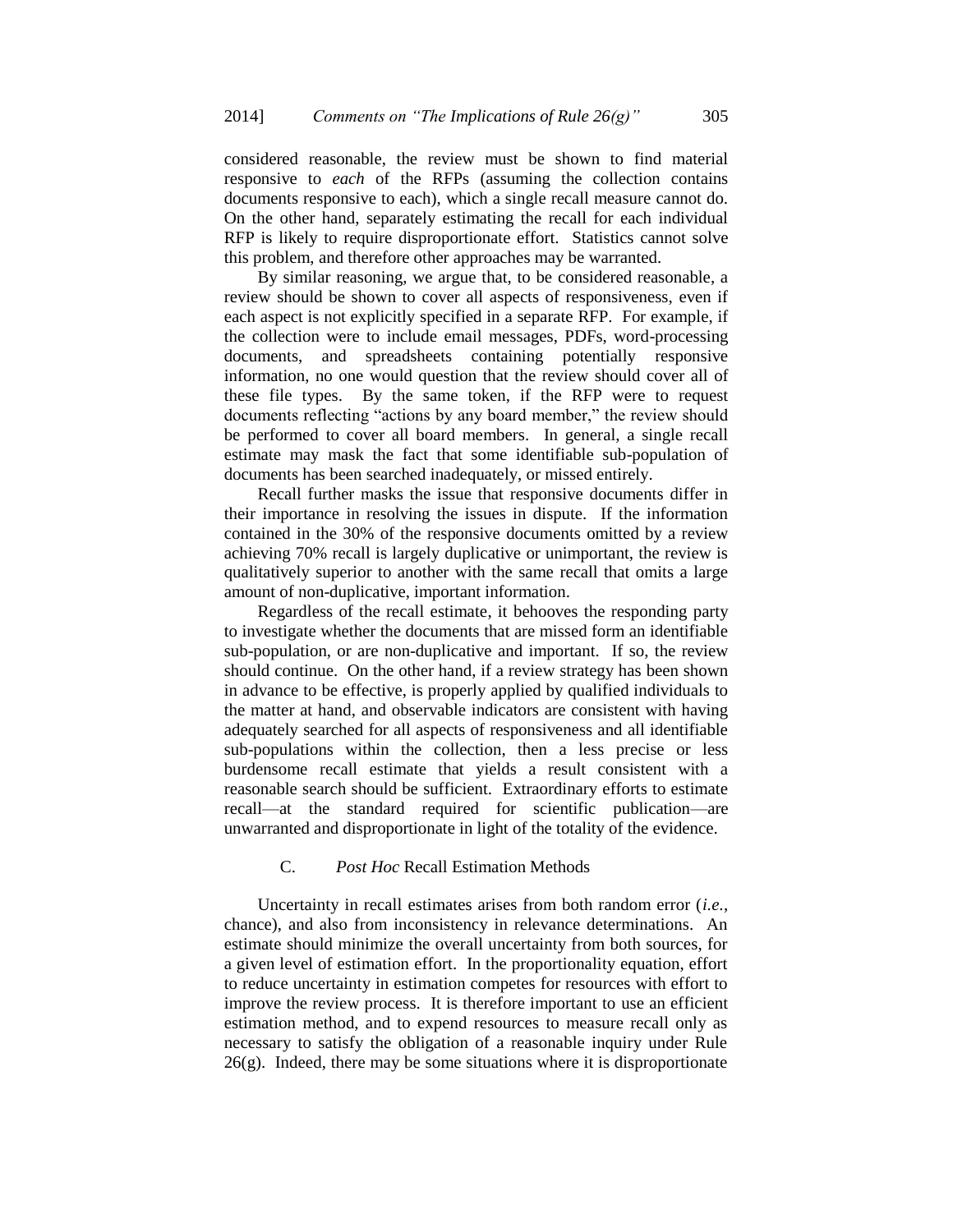considered reasonable, the review must be shown to find material responsive to *each* of the RFPs (assuming the collection contains documents responsive to each), which a single recall measure cannot do. On the other hand, separately estimating the recall for each individual RFP is likely to require disproportionate effort. Statistics cannot solve this problem, and therefore other approaches may be warranted.

By similar reasoning, we argue that, to be considered reasonable, a review should be shown to cover all aspects of responsiveness, even if each aspect is not explicitly specified in a separate RFP. For example, if the collection were to include email messages, PDFs, word-processing documents, and spreadsheets containing potentially responsive information, no one would question that the review should cover all of these file types. By the same token, if the RFP were to request documents reflecting "actions by any board member," the review should be performed to cover all board members. In general, a single recall estimate may mask the fact that some identifiable sub-population of documents has been searched inadequately, or missed entirely.

Recall further masks the issue that responsive documents differ in their importance in resolving the issues in dispute. If the information contained in the 30% of the responsive documents omitted by a review achieving 70% recall is largely duplicative or unimportant, the review is qualitatively superior to another with the same recall that omits a large amount of non-duplicative, important information.

Regardless of the recall estimate, it behooves the responding party to investigate whether the documents that are missed form an identifiable sub-population, or are non-duplicative and important. If so, the review should continue. On the other hand, if a review strategy has been shown in advance to be effective, is properly applied by qualified individuals to the matter at hand, and observable indicators are consistent with having adequately searched for all aspects of responsiveness and all identifiable sub-populations within the collection, then a less precise or less burdensome recall estimate that yields a result consistent with a reasonable search should be sufficient. Extraordinary efforts to estimate recall—at the standard required for scientific publication—are unwarranted and disproportionate in light of the totality of the evidence.

### C. *Post Hoc* Recall Estimation Methods

Uncertainty in recall estimates arises from both random error (*i.e.*, chance), and also from inconsistency in relevance determinations. An estimate should minimize the overall uncertainty from both sources, for a given level of estimation effort. In the proportionality equation, effort to reduce uncertainty in estimation competes for resources with effort to improve the review process. It is therefore important to use an efficient estimation method, and to expend resources to measure recall only as necessary to satisfy the obligation of a reasonable inquiry under Rule 26(g). Indeed, there may be some situations where it is disproportionate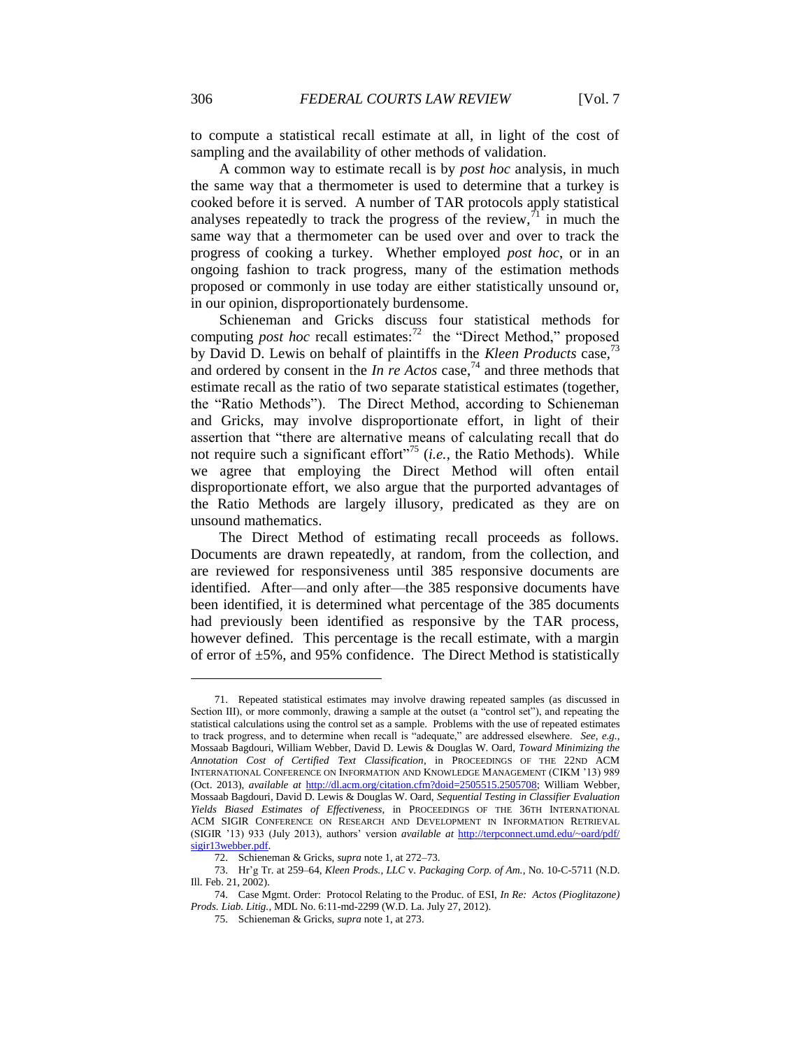to compute a statistical recall estimate at all, in light of the cost of sampling and the availability of other methods of validation.

A common way to estimate recall is by *post hoc* analysis, in much the same way that a thermometer is used to determine that a turkey is cooked before it is served. A number of TAR protocols apply statistical analyses repeatedly to track the progress of the review,[71] in much the same way that a thermometer can be used over and over to track the progress of cooking a turkey. Whether employed *post hoc*, or in an ongoing fashion to track progress, many of the estimation methods proposed or commonly in use today are either statistically unsound or, in our opinion, disproportionately burdensome.

Schieneman and Gricks discuss four statistical methods for computing *post hoc* recall estimates:[72] the "Direct Method," proposed by David D. Lewis on behalf of plaintiffs in the *Kleen Products* case,[73] and ordered by consent in the *In re Actos* case,[74] and three methods that estimate recall as the ratio of two separate statistical estimates (together, the "Ratio Methods"). The Direct Method, according to Schieneman and Gricks, may involve disproportionate effort, in light of their assertion that "there are alternative means of calculating recall that do not require such a significant effort"[75] (*i.e.*, the Ratio Methods). While we agree that employing the Direct Method will often entail disproportionate effort, we also argue that the purported advantages of the Ratio Methods are largely illusory, predicated as they are on unsound mathematics.

The Direct Method of estimating recall proceeds as follows. Documents are drawn repeatedly, at random, from the collection, and are reviewed for responsiveness until 385 responsive documents are identified. After—and only after—the 385 responsive documents have been identified, it is determined what percentage of the 385 documents had previously been identified as responsive by the TAR process, however defined. This percentage is the recall estimate, with a margin of error of ±5%, and 95% confidence. The Direct Method is statistically

---

71. Repeated statistical estimates may involve drawing repeated samples (as discussed in Section III), or more commonly, drawing a sample at the outset (a "control set"), and repeating the statistical calculations using the control set as a sample. Problems with the use of repeated estimates to track progress, and to determine when recall is "adequate," are addressed elsewhere. *See, e.g.*, Mossaab Bagdouri, William Webber, David D. Lewis & Douglas W. Oard, *Toward Minimizing the Annotation Cost of Certified Text Classification*, in PROCEEDINGS OF THE 22ND ACM INTERNATIONAL CONFERENCE ON INFORMATION AND KNOWLEDGE MANAGEMENT (CIKM '13) 989 (Oct. 2013), *available at* http://dl.acm.org/citation.cfm?doid=2505515.2505708; William Webber, Mossaab Bagdouri, David D. Lewis & Douglas W. Oard, *Sequential Testing in Classifier Evaluation Yields Biased Estimates of Effectiveness*, in PROCEEDINGS OF THE 36TH INTERNATIONAL ACM SIGIR CONFERENCE ON RESEARCH AND DEVELOPMENT IN INFORMATION RETRIEVAL (SIGIR '13) 933 (July 2013), authors' version *available at* http://terpconnect.umd.edu/~oard/pdf/sigir13webber.pdf.

72. Schieneman & Gricks, *supra* note 1, at 272–73.

73. Hr'g Tr. at 259–64, *Kleen Prods., LLC* v. *Packaging Corp. of Am.*, No. 10-C-5711 (N.D. Ill. Feb. 21, 2002).

74. Case Mgmt. Order: Protocol Relating to the Produc. of ESI, *In Re: Actos (Pioglitazone) Prods. Liab. Litig.*, MDL No. 6:11-md-2299 (W.D. La. July 27, 2012).

75. Schieneman & Gricks, *supra* note 1, at 273.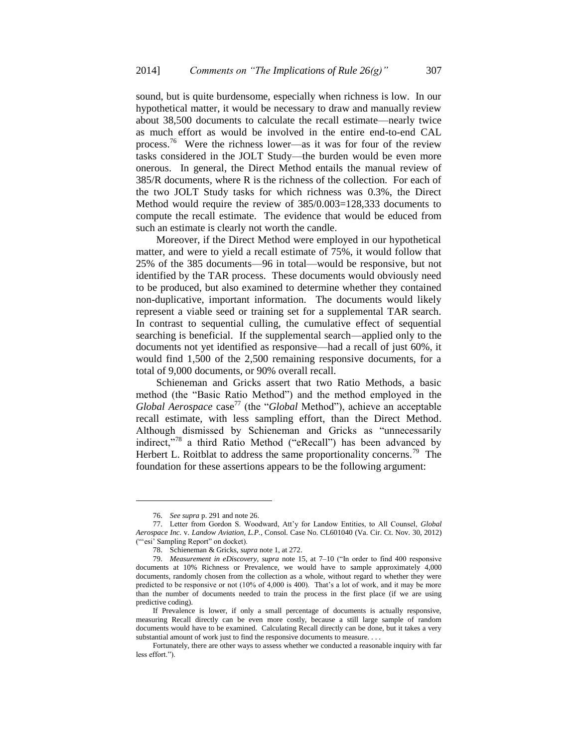sound, but is quite burdensome, especially when richness is low. In our hypothetical matter, it would be necessary to draw and manually review about 38,500 documents to calculate the recall estimate—nearly twice as much effort as would be involved in the entire end-to-end CAL process.[76] Were the richness lower—as it was for four of the review tasks considered in the JOLT Study—the burden would be even more onerous. In general, the Direct Method entails the manual review of 385/R documents, where R is the richness of the collection. For each of the two JOLT Study tasks for which richness was 0.3%, the Direct Method would require the review of 385/0.003=128,333 documents to compute the recall estimate. The evidence that would be educed from such an estimate is clearly not worth the candle.

Moreover, if the Direct Method were employed in our hypothetical matter, and were to yield a recall estimate of 75%, it would follow that 25% of the 385 documents—96 in total—would be responsive, but not identified by the TAR process. These documents would obviously need to be produced, but also examined to determine whether they contained non-duplicative, important information. The documents would likely represent a viable seed or training set for a supplemental TAR search. In contrast to sequential culling, the cumulative effect of sequential searching is beneficial. If the supplemental search—applied only to the documents not yet identified as responsive—had a recall of just 60%, it would find 1,500 of the 2,500 remaining responsive documents, for a total of 9,000 documents, or 90% overall recall.

Schieneman and Gricks assert that two Ratio Methods, a basic method (the "Basic Ratio Method") and the method employed in the *Global Aerospace* case[77] (the "*Global* Method"), achieve an acceptable recall estimate, with less sampling effort, than the Direct Method. Although dismissed by Schieneman and Gricks as "unnecessarily indirect,"[78] a third Ratio Method ("eRecall") has been advanced by Herbert L. Roitblat to address the same proportionality concerns.[79] The foundation for these assertions appears to be the following argument:

---

76. *See supra* p. 291 and note 26.

77. Letter from Gordon S. Woodward, Att'y for Landow Entities, to All Counsel, *Global Aerospace Inc.* v. *Landow Aviation, L.P.*, Consol. Case No. CL601040 (Va. Cir. Ct. Nov. 30, 2012) ("'esi' Sampling Report" on docket).

78. Schieneman & Gricks, *supra* note 1, at 272.

79. *Measurement in eDiscovery*, *supra* note 15, at 7–10 ("In order to find 400 responsive documents at 10% Richness or Prevalence, we would have to sample approximately 4,000 documents, randomly chosen from the collection as a whole, without regard to whether they were predicted to be responsive or not (10% of 4,000 is 400). That's a lot of work, and it may be more than the number of documents needed to train the process in the first place (if we are using predictive coding).

If Prevalence is lower, if only a small percentage of documents is actually responsive, measuring Recall directly can be even more costly, because a still large sample of random documents would have to be examined. Calculating Recall directly can be done, but it takes a very substantial amount of work just to find the responsive documents to measure. . . .

Fortunately, there are other ways to assess whether we conducted a reasonable inquiry with far less effort.").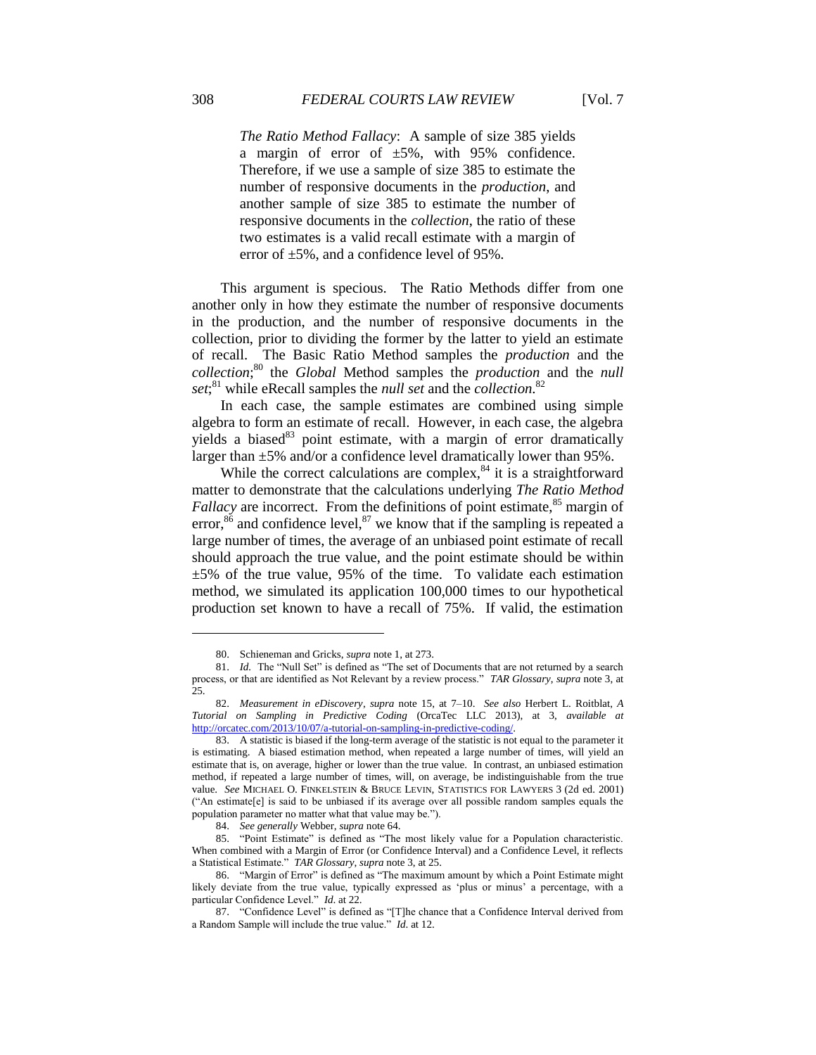> *The Ratio Method Fallacy*: A sample of size 385 yields a margin of error of ±5%, with 95% confidence. Therefore, if we use a sample of size 385 to estimate the number of responsive documents in the *production*, and another sample of size 385 to estimate the number of responsive documents in the *collection*, the ratio of these two estimates is a valid recall estimate with a margin of error of ±5%, and a confidence level of 95%.

This argument is specious. The Ratio Methods differ from one another only in how they estimate the number of responsive documents in the production, and the number of responsive documents in the collection, prior to dividing the former by the latter to yield an estimate of recall. The Basic Ratio Method samples the *production* and the *collection*;[80] the *Global* Method samples the *production* and the *null set*;[81] while eRecall samples the *null set* and the *collection*.[82]

In each case, the sample estimates are combined using simple algebra to form an estimate of recall. However, in each case, the algebra yields a biased[83] point estimate, with a margin of error dramatically larger than ±5% and/or a confidence level dramatically lower than 95%.

While the correct calculations are complex,[84] it is a straightforward matter to demonstrate that the calculations underlying *The Ratio Method Fallacy* are incorrect. From the definitions of point estimate,[85] margin of error,[86] and confidence level,[87] we know that if the sampling is repeated a large number of times, the average of an unbiased point estimate of recall should approach the true value, and the point estimate should be within ±5% of the true value, 95% of the time. To validate each estimation method, we simulated its application 100,000 times to our hypothetical production set known to have a recall of 75%. If valid, the estimation

---

80. Schieneman and Gricks, *supra* note 1, at 273.

81. *Id.* The "Null Set" is defined as "The set of Documents that are not returned by a search process, or that are identified as Not Relevant by a review process." *TAR Glossary*, *supra* note 3, at 25.

82. *Measurement in eDiscovery*, *supra* note 15, at 7–10. *See also* Herbert L. Roitblat, *A Tutorial on Sampling in Predictive Coding* (OrcaTec LLC 2013), at 3, *available at* http://orcatec.com/2013/10/07/a-tutorial-on-sampling-in-predictive-coding/.

83. A statistic is biased if the long-term average of the statistic is not equal to the parameter it is estimating. A biased estimation method, when repeated a large number of times, will yield an estimate that is, on average, higher or lower than the true value. In contrast, an unbiased estimation method, if repeated a large number of times, will, on average, be indistinguishable from the true value. *See* MICHAEL O. FINKELSTEIN & BRUCE LEVIN, STATISTICS FOR LAWYERS 3 (2d ed. 2001) ("An estimate[e] is said to be unbiased if its average over all possible random samples equals the population parameter no matter what that value may be.").

84. *See generally* Webber, *supra* note 64.

85. "Point Estimate" is defined as "The most likely value for a Population characteristic. When combined with a Margin of Error (or Confidence Interval) and a Confidence Level, it reflects a Statistical Estimate." *TAR Glossary*, *supra* note 3, at 25.

86. "Margin of Error" is defined as "The maximum amount by which a Point Estimate might likely deviate from the true value, typically expressed as 'plus or minus' a percentage, with a particular Confidence Level." *Id.* at 22.

87. "Confidence Level" is defined as "[T]he chance that a Confidence Interval derived from a Random Sample will include the true value." *Id.* at 12.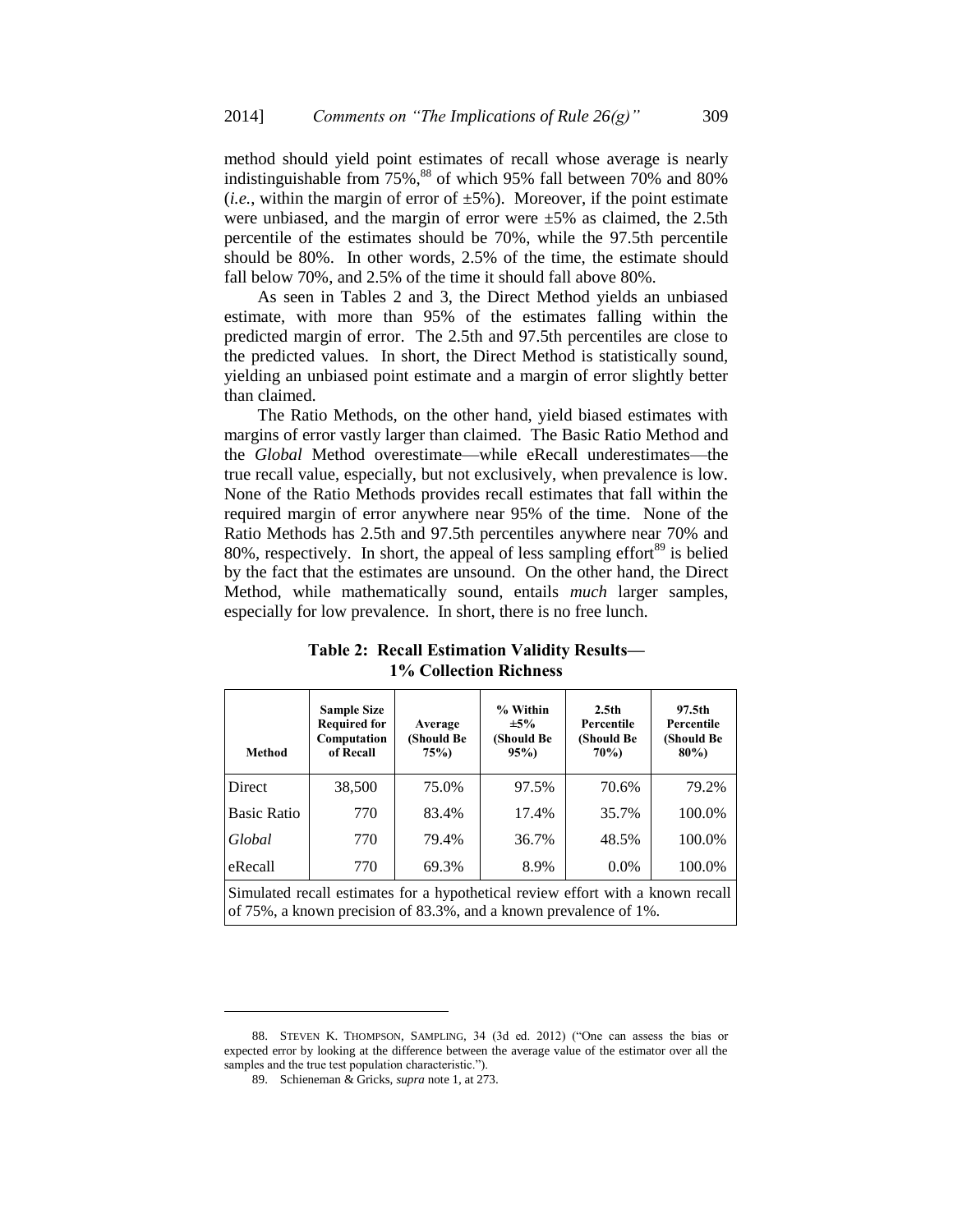method should yield point estimates of recall whose average is nearly indistinguishable from 75%,[88] of which 95% fall between 70% and 80% (*i.e.*, within the margin of error of ±5%). Moreover, if the point estimate were unbiased, and the margin of error were ±5% as claimed, the 2.5th percentile of the estimates should be 70%, while the 97.5th percentile should be 80%. In other words, 2.5% of the time, the estimate should fall below 70%, and 2.5% of the time it should fall above 80%.

As seen in Tables 2 and 3, the Direct Method yields an unbiased estimate, with more than 95% of the estimates falling within the predicted margin of error. The 2.5th and 97.5th percentiles are close to the predicted values. In short, the Direct Method is statistically sound, yielding an unbiased point estimate and a margin of error slightly better than claimed.

The Ratio Methods, on the other hand, yield biased estimates with margins of error vastly larger than claimed. The Basic Ratio Method and the *Global* Method overestimate—while eRecall underestimates—the true recall value, especially, but not exclusively, when prevalence is low. None of the Ratio Methods provides recall estimates that fall within the required margin of error anywhere near 95% of the time. None of the Ratio Methods has 2.5th and 97.5th percentiles anywhere near 70% and 80%, respectively. In short, the appeal of less sampling effort[89] is belied by the fact that the estimates are unsound. On the other hand, the Direct Method, while mathematically sound, entails *much* larger samples, especially for low prevalence. In short, there is no free lunch.

**Table 2: Recall Estimation Validity Results— 1% Collection Richness**

| Method | Sample Size Required for Computation of Recall | Average (Should Be 75%) | % Within ±5% (Should Be 95%) | 2.5th Percentile (Should Be 70%) | 97.5th Percentile (Should Be 80%) |
|---|---|---|---|---|---|
| Direct | 38,500 | 75.0% | 97.5% | 70.6% | 79.2% |
| Basic Ratio | 770 | 83.4% | 17.4% | 35.7% | 100.0% |
| *Global* | 770 | 79.4% | 36.7% | 48.5% | 100.0% |
| eRecall | 770 | 69.3% | 8.9% | 0.0% | 100.0% |

Simulated recall estimates for a hypothetical review effort with a known recall of 75%, a known precision of 83.3%, and a known prevalence of 1%.

---

88. STEVEN K. THOMPSON, SAMPLING, 34 (3d ed. 2012) ("One can assess the bias or expected error by looking at the difference between the average value of the estimator over all the samples and the true test population characteristic.").

89. Schieneman & Gricks, *supra* note 1, at 273.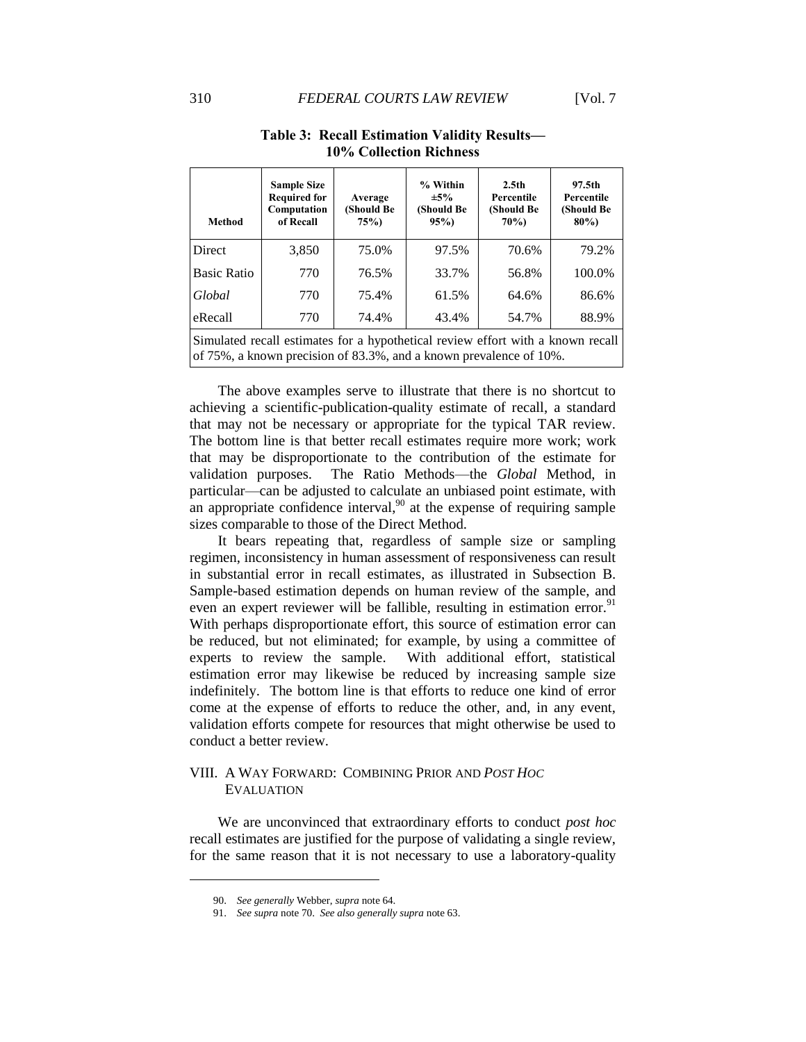**Table 3: Recall Estimation Validity Results—10% Collection Richness**

| Method | Sample Size Required for Computation of Recall | Average (Should Be 75%) | % Within ±5% (Should Be 95%) | 2.5th Percentile (Should Be 70%) | 97.5th Percentile (Should Be 80%) |
|---|---|---|---|---|---|
| Direct | 3,850 | 75.0% | 97.5% | 70.6% | 79.2% |
| Basic Ratio | 770 | 76.5% | 33.7% | 56.8% | 100.0% |
| *Global* | 770 | 75.4% | 61.5% | 64.6% | 86.6% |
| eRecall | 770 | 74.4% | 43.4% | 54.7% | 88.9% |
| Simulated recall estimates for a hypothetical review effort with a known recall of 75%, a known precision of 83.3%, and a known prevalence of 10%. | | | | | |

The above examples serve to illustrate that there is no shortcut to achieving a scientific-publication-quality estimate of recall, a standard that may not be necessary or appropriate for the typical TAR review. The bottom line is that better recall estimates require more work; work that may be disproportionate to the contribution of the estimate for validation purposes. The Ratio Methods—the *Global* Method, in particular—can be adjusted to calculate an unbiased point estimate, with an appropriate confidence interval,[90] at the expense of requiring sample sizes comparable to those of the Direct Method.

It bears repeating that, regardless of sample size or sampling regimen, inconsistency in human assessment of responsiveness can result in substantial error in recall estimates, as illustrated in Subsection B. Sample-based estimation depends on human review of the sample, and even an expert reviewer will be fallible, resulting in estimation error.[91] With perhaps disproportionate effort, this source of estimation error can be reduced, but not eliminated; for example, by using a committee of experts to review the sample. With additional effort, statistical estimation error may likewise be reduced by increasing sample size indefinitely. The bottom line is that efforts to reduce one kind of error come at the expense of efforts to reduce the other, and, in any event, validation efforts compete for resources that might otherwise be used to conduct a better review.

## VIII. A Way Forward: Combining Prior and *Post Hoc* Evaluation

We are unconvinced that extraordinary efforts to conduct *post hoc* recall estimates are justified for the purpose of validating a single review, for the same reason that it is not necessary to use a laboratory-quality

---

90. *See generally* Webber, *supra* note 64.

91. *See supra* note 70. *See also generally supra* note 63.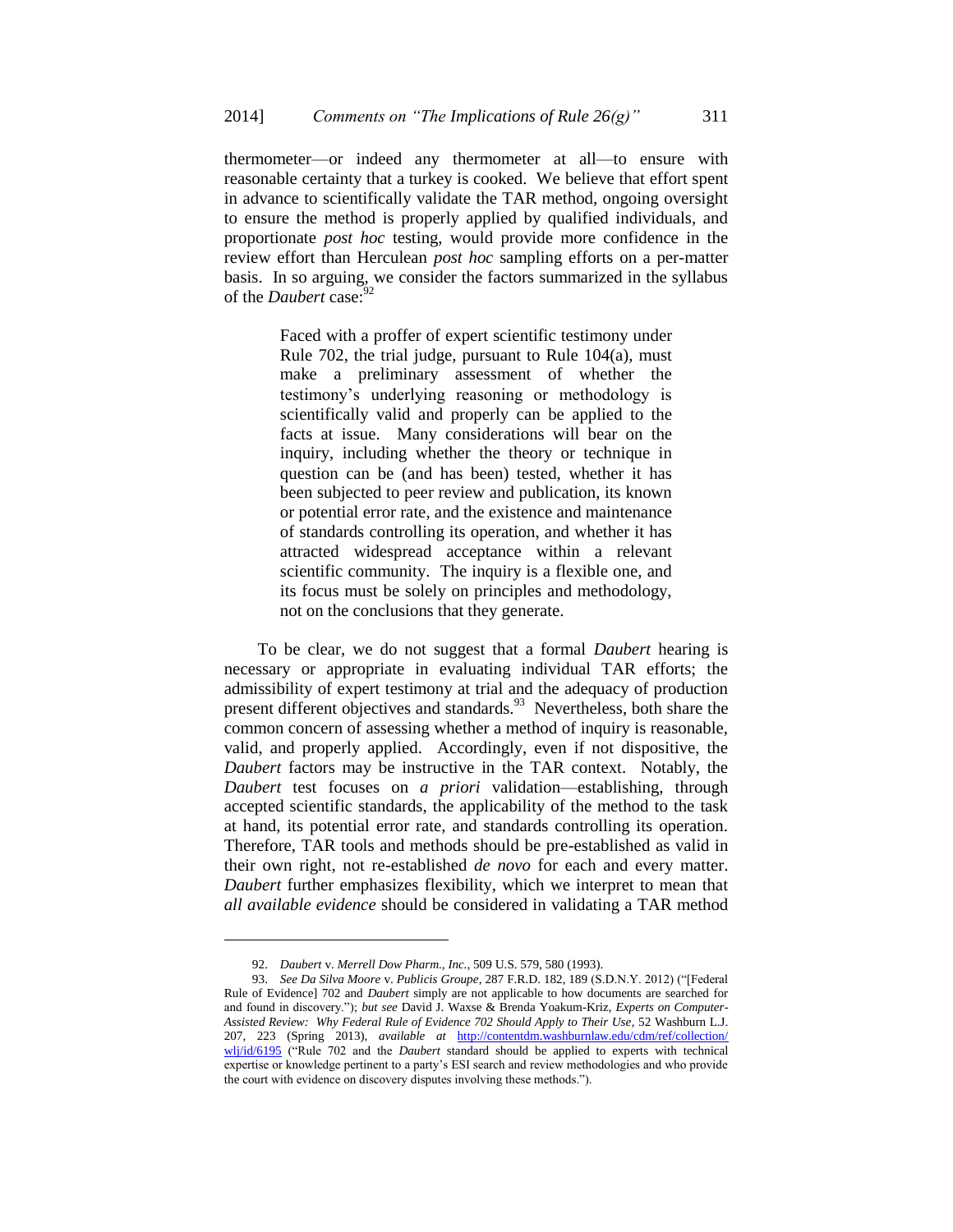thermometer—or indeed any thermometer at all—to ensure with reasonable certainty that a turkey is cooked. We believe that effort spent in advance to scientifically validate the TAR method, ongoing oversight to ensure the method is properly applied by qualified individuals, and proportionate *post hoc* testing, would provide more confidence in the review effort than Herculean *post hoc* sampling efforts on a per-matter basis. In so arguing, we consider the factors summarized in the syllabus of the *Daubert* case:[92]

> Faced with a proffer of expert scientific testimony under Rule 702, the trial judge, pursuant to Rule 104(a), must make a preliminary assessment of whether the testimony's underlying reasoning or methodology is scientifically valid and properly can be applied to the facts at issue. Many considerations will bear on the inquiry, including whether the theory or technique in question can be (and has been) tested, whether it has been subjected to peer review and publication, its known or potential error rate, and the existence and maintenance of standards controlling its operation, and whether it has attracted widespread acceptance within a relevant scientific community. The inquiry is a flexible one, and its focus must be solely on principles and methodology, not on the conclusions that they generate.

To be clear, we do not suggest that a formal *Daubert* hearing is necessary or appropriate in evaluating individual TAR efforts; the admissibility of expert testimony at trial and the adequacy of production present different objectives and standards.[93] Nevertheless, both share the common concern of assessing whether a method of inquiry is reasonable, valid, and properly applied. Accordingly, even if not dispositive, the *Daubert* factors may be instructive in the TAR context. Notably, the *Daubert* test focuses on *a priori* validation—establishing, through accepted scientific standards, the applicability of the method to the task at hand, its potential error rate, and standards controlling its operation. Therefore, TAR tools and methods should be pre-established as valid in their own right, not re-established *de novo* for each and every matter. *Daubert* further emphasizes flexibility, which we interpret to mean that *all available evidence* should be considered in validating a TAR method

---

92. *Daubert* v. *Merrell Dow Pharm., Inc.*, 509 U.S. 579, 580 (1993).

93. *See Da Silva Moore* v. *Publicis Groupe*, 287 F.R.D. 182, 189 (S.D.N.Y. 2012) ("[Federal Rule of Evidence] 702 and *Daubert* simply are not applicable to how documents are searched for and found in discovery."); *but see* David J. Waxse & Brenda Yoakum-Kriz, *Experts on Computer-Assisted Review: Why Federal Rule of Evidence 702 Should Apply to Their Use*, 52 Washburn L.J. 207, 223 (Spring 2013), *available at* http://contentdm.washburnlaw.edu/cdm/ref/collection/wlj/id/6195 ("Rule 702 and the *Daubert* standard should be applied to experts with technical expertise or knowledge pertinent to a party's ESI search and review methodologies and who provide the court with evidence on discovery disputes involving these methods.").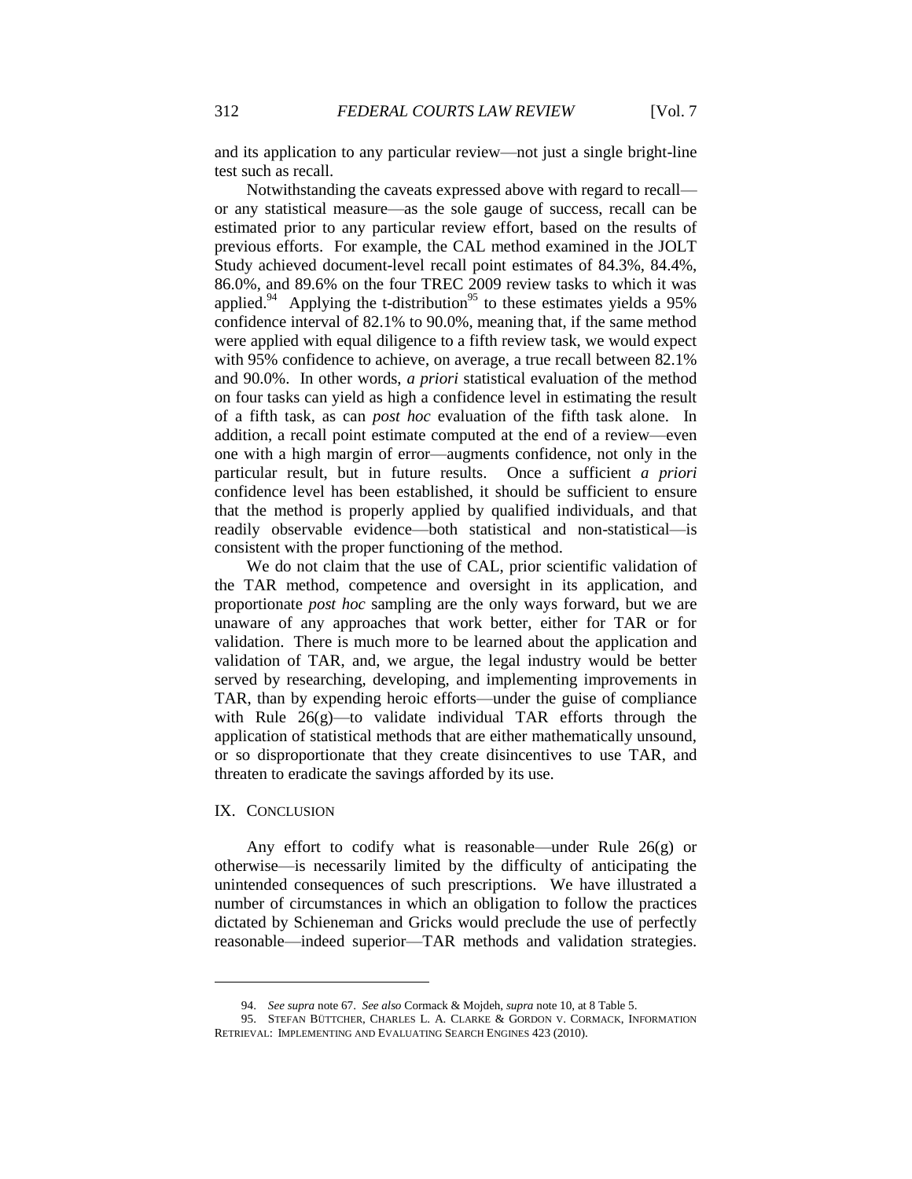and its application to any particular review—not just a single bright-line test such as recall.

Notwithstanding the caveats expressed above with regard to recall—or any statistical measure—as the sole gauge of success, recall can be estimated prior to any particular review effort, based on the results of previous efforts. For example, the CAL method examined in the JOLT Study achieved document-level recall point estimates of 84.3%, 84.4%, 86.0%, and 89.6% on the four TREC 2009 review tasks to which it was applied.[94] Applying the t-distribution[95] to these estimates yields a 95% confidence interval of 82.1% to 90.0%, meaning that, if the same method were applied with equal diligence to a fifth review task, we would expect with 95% confidence to achieve, on average, a true recall between 82.1% and 90.0%. In other words, *a priori* statistical evaluation of the method on four tasks can yield as high a confidence level in estimating the result of a fifth task, as can *post hoc* evaluation of the fifth task alone. In addition, a recall point estimate computed at the end of a review—even one with a high margin of error—augments confidence, not only in the particular result, but in future results. Once a sufficient *a priori* confidence level has been established, it should be sufficient to ensure that the method is properly applied by qualified individuals, and that readily observable evidence—both statistical and non-statistical—is consistent with the proper functioning of the method.

We do not claim that the use of CAL, prior scientific validation of the TAR method, competence and oversight in its application, and proportionate *post hoc* sampling are the only ways forward, but we are unaware of any approaches that work better, either for TAR or for validation. There is much more to be learned about the application and validation of TAR, and, we argue, the legal industry would be better served by researching, developing, and implementing improvements in TAR, than by expending heroic efforts—under the guise of compliance with Rule 26(g)—to validate individual TAR efforts through the application of statistical methods that are either mathematically unsound, or so disproportionate that they create disincentives to use TAR, and threaten to eradicate the savings afforded by its use.

## IX. Conclusion

Any effort to codify what is reasonable—under Rule 26(g) or otherwise—is necessarily limited by the difficulty of anticipating the unintended consequences of such prescriptions. We have illustrated a number of circumstances in which an obligation to follow the practices dictated by Schieneman and Gricks would preclude the use of perfectly reasonable—indeed superior—TAR methods and validation strategies.

---

94. *See supra* note 67. *See also* Cormack & Mojdeh, *supra* note 10, at 8 Table 5.

95. Stefan Büttcher, Charles L. A. Clarke & Gordon V. Cormack, Information Retrieval: Implementing and Evaluating Search Engines 423 (2010).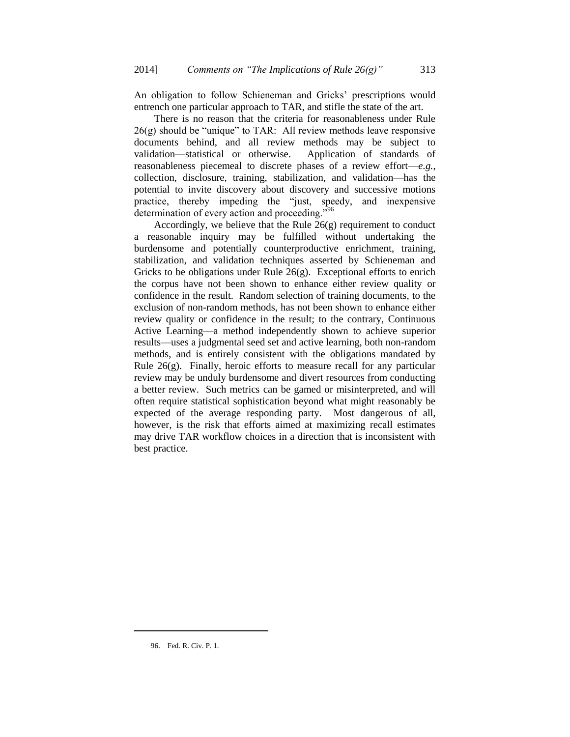An obligation to follow Schieneman and Gricks' prescriptions would entrench one particular approach to TAR, and stifle the state of the art.

There is no reason that the criteria for reasonableness under Rule 26(g) should be "unique" to TAR: All review methods leave responsive documents behind, and all review methods may be subject to validation—statistical or otherwise. Application of standards of reasonableness piecemeal to discrete phases of a review effort—*e.g.*, collection, disclosure, training, stabilization, and validation—has the potential to invite discovery about discovery and successive motions practice, thereby impeding the "just, speedy, and inexpensive determination of every action and proceeding."[96]

Accordingly, we believe that the Rule 26(g) requirement to conduct a reasonable inquiry may be fulfilled without undertaking the burdensome and potentially counterproductive enrichment, training, stabilization, and validation techniques asserted by Schieneman and Gricks to be obligations under Rule 26(g). Exceptional efforts to enrich the corpus have not been shown to enhance either review quality or confidence in the result. Random selection of training documents, to the exclusion of non-random methods, has not been shown to enhance either review quality or confidence in the result; to the contrary, Continuous Active Learning—a method independently shown to achieve superior results—uses a judgmental seed set and active learning, both non-random methods, and is entirely consistent with the obligations mandated by Rule 26(g). Finally, heroic efforts to measure recall for any particular review may be unduly burdensome and divert resources from conducting a better review. Such metrics can be gamed or misinterpreted, and will often require statistical sophistication beyond what might reasonably be expected of the average responding party. Most dangerous of all, however, is the risk that efforts aimed at maximizing recall estimates may drive TAR workflow choices in a direction that is inconsistent with best practice.

---

96. Fed. R. Civ. P. 1.